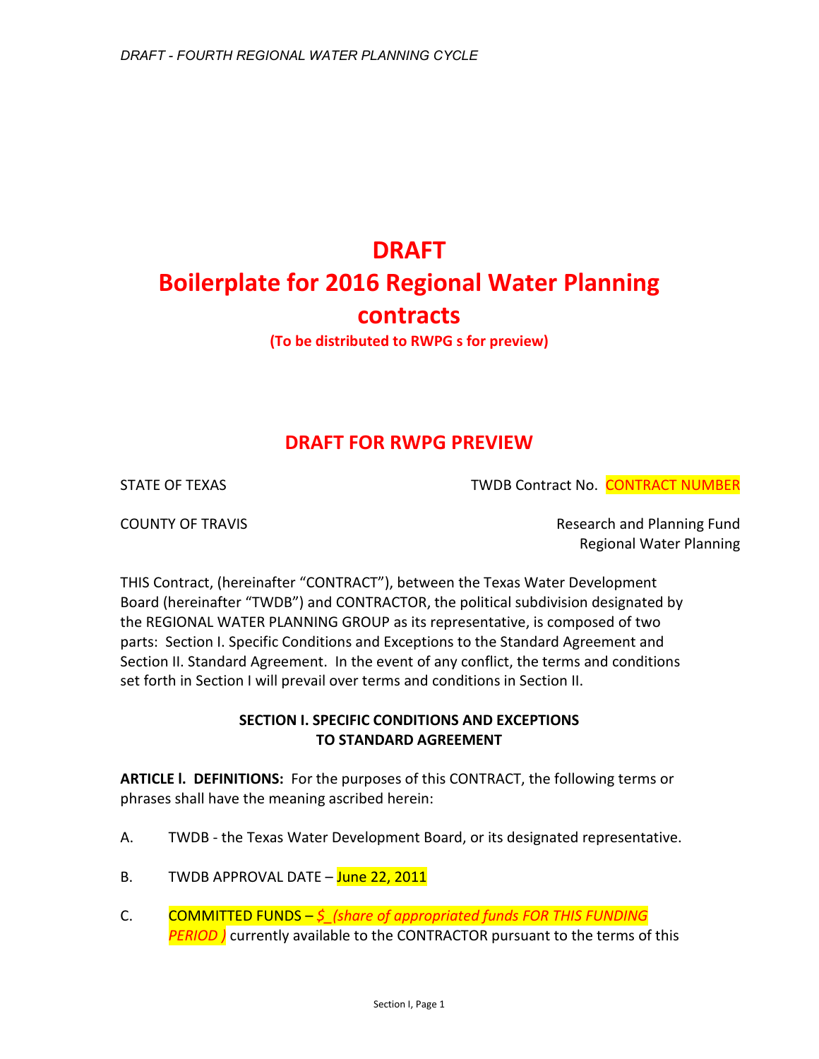# DRAFT
# Boilerplate for 2016 Regional Water Planning contracts

**(To be distributed to RWPG s for preview)**

## DRAFT FOR RWPG PREVIEW

STATE OF TEXAS — TWDB Contract No. CONTRACT NUMBER

COUNTY OF TRAVIS — Research and Planning Fund, Regional Water Planning

THIS Contract, (hereinafter "CONTRACT"), between the Texas Water Development Board (hereinafter "TWDB") and CONTRACTOR, the political subdivision designated by the REGIONAL WATER PLANNING GROUP as its representative, is composed of two parts: Section I. Specific Conditions and Exceptions to the Standard Agreement and Section II. Standard Agreement. In the event of any conflict, the terms and conditions set forth in Section I will prevail over terms and conditions in Section II.

### SECTION I. SPECIFIC CONDITIONS AND EXCEPTIONS TO STANDARD AGREEMENT

**ARTICLE I. DEFINITIONS:** For the purposes of this CONTRACT, the following terms or phrases shall have the meaning ascribed herein:

A. TWDB - the Texas Water Development Board, or its designated representative.

B. TWDB APPROVAL DATE – June 22, 2011

C. COMMITTED FUNDS – *$_(share of appropriated funds FOR THIS FUNDING PERIOD )* currently available to the CONTRACTOR pursuant to the terms of this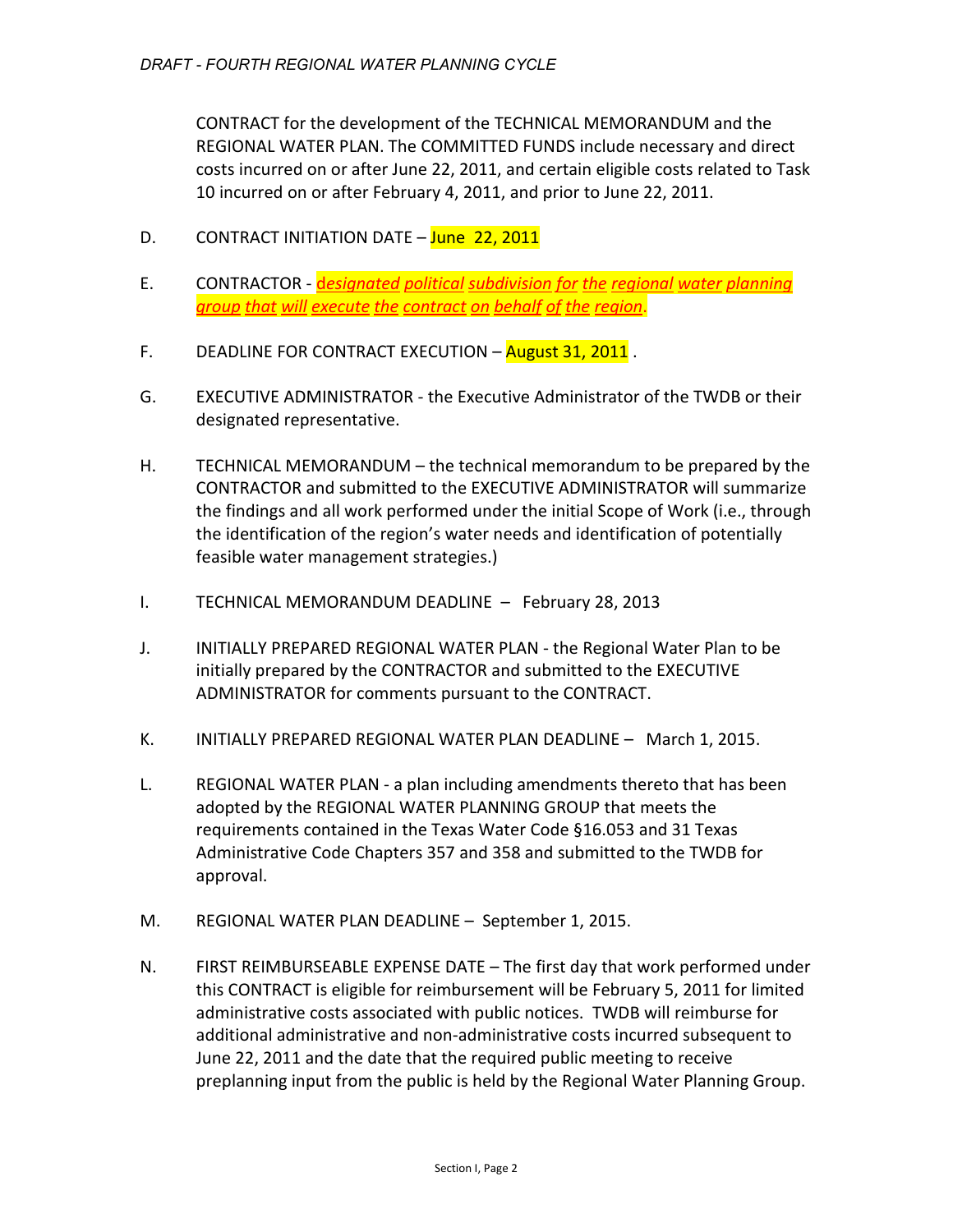CONTRACT for the development of the TECHNICAL MEMORANDUM and the REGIONAL WATER PLAN. The COMMITTED FUNDS include necessary and direct costs incurred on or after June 22, 2011, and certain eligible costs related to Task 10 incurred on or after February 4, 2011, and prior to June 22, 2011.

D. CONTRACT INITIATION DATE – June 22, 2011

E. CONTRACTOR - *designated political subdivision for the regional water planning group that will execute the contract on behalf of the region.*

F. DEADLINE FOR CONTRACT EXECUTION – August 31, 2011 .

G. EXECUTIVE ADMINISTRATOR - the Executive Administrator of the TWDB or their designated representative.

H. TECHNICAL MEMORANDUM – the technical memorandum to be prepared by the CONTRACTOR and submitted to the EXECUTIVE ADMINISTRATOR will summarize the findings and all work performed under the initial Scope of Work (i.e., through the identification of the region's water needs and identification of potentially feasible water management strategies.)

I. TECHNICAL MEMORANDUM DEADLINE – February 28, 2013

J. INITIALLY PREPARED REGIONAL WATER PLAN - the Regional Water Plan to be initially prepared by the CONTRACTOR and submitted to the EXECUTIVE ADMINISTRATOR for comments pursuant to the CONTRACT.

K. INITIALLY PREPARED REGIONAL WATER PLAN DEADLINE – March 1, 2015.

L. REGIONAL WATER PLAN - a plan including amendments thereto that has been adopted by the REGIONAL WATER PLANNING GROUP that meets the requirements contained in the Texas Water Code §16.053 and 31 Texas Administrative Code Chapters 357 and 358 and submitted to the TWDB for approval.

M. REGIONAL WATER PLAN DEADLINE – September 1, 2015.

N. FIRST REIMBURSEABLE EXPENSE DATE – The first day that work performed under this CONTRACT is eligible for reimbursement will be February 5, 2011 for limited administrative costs associated with public notices. TWDB will reimburse for additional administrative and non-administrative costs incurred subsequent to June 22, 2011 and the date that the required public meeting to receive preplanning input from the public is held by the Regional Water Planning Group.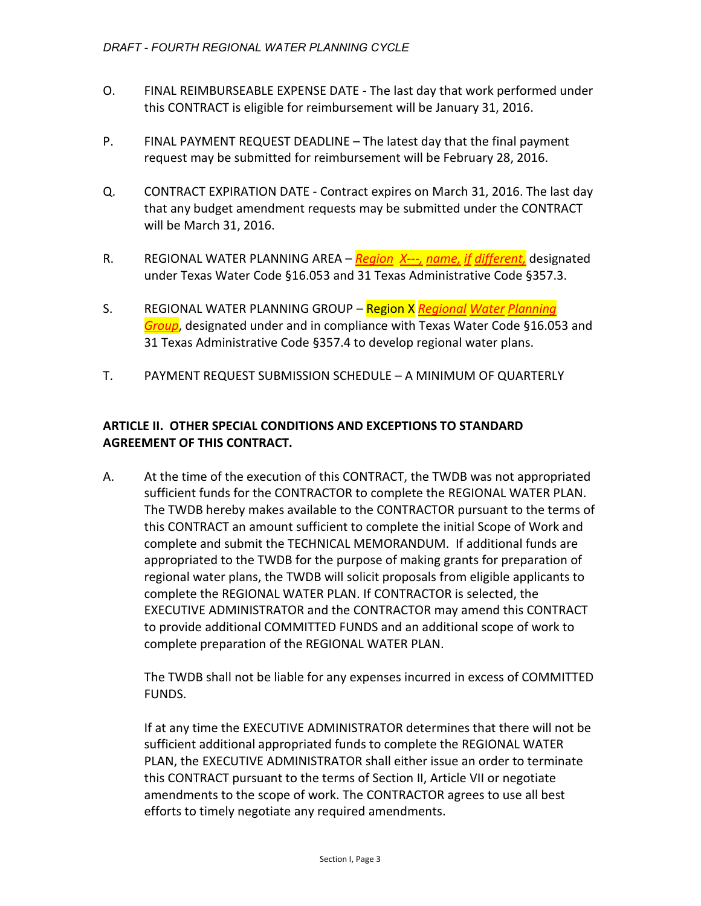O. FINAL REIMBURSEABLE EXPENSE DATE - The last day that work performed under this CONTRACT is eligible for reimbursement will be January 31, 2016.

P. FINAL PAYMENT REQUEST DEADLINE – The latest day that the final payment request may be submitted for reimbursement will be February 28, 2016.

Q. CONTRACT EXPIRATION DATE - Contract expires on March 31, 2016. The last day that any budget amendment requests may be submitted under the CONTRACT will be March 31, 2016.

R. REGIONAL WATER PLANNING AREA – *Region X---, name, if different,* designated under Texas Water Code §16.053 and 31 Texas Administrative Code §357.3.

S. REGIONAL WATER PLANNING GROUP – Region X *Regional Water Planning Group*, designated under and in compliance with Texas Water Code §16.053 and 31 Texas Administrative Code §357.4 to develop regional water plans.

T. PAYMENT REQUEST SUBMISSION SCHEDULE – A MINIMUM OF QUARTERLY

**ARTICLE II. OTHER SPECIAL CONDITIONS AND EXCEPTIONS TO STANDARD AGREEMENT OF THIS CONTRACT.**

A. At the time of the execution of this CONTRACT, the TWDB was not appropriated sufficient funds for the CONTRACTOR to complete the REGIONAL WATER PLAN. The TWDB hereby makes available to the CONTRACTOR pursuant to the terms of this CONTRACT an amount sufficient to complete the initial Scope of Work and complete and submit the TECHNICAL MEMORANDUM. If additional funds are appropriated to the TWDB for the purpose of making grants for preparation of regional water plans, the TWDB will solicit proposals from eligible applicants to complete the REGIONAL WATER PLAN. If CONTRACTOR is selected, the EXECUTIVE ADMINISTRATOR and the CONTRACTOR may amend this CONTRACT to provide additional COMMITTED FUNDS and an additional scope of work to complete preparation of the REGIONAL WATER PLAN.

The TWDB shall not be liable for any expenses incurred in excess of COMMITTED FUNDS.

If at any time the EXECUTIVE ADMINISTRATOR determines that there will not be sufficient additional appropriated funds to complete the REGIONAL WATER PLAN, the EXECUTIVE ADMINISTRATOR shall either issue an order to terminate this CONTRACT pursuant to the terms of Section II, Article VII or negotiate amendments to the scope of work. The CONTRACTOR agrees to use all best efforts to timely negotiate any required amendments.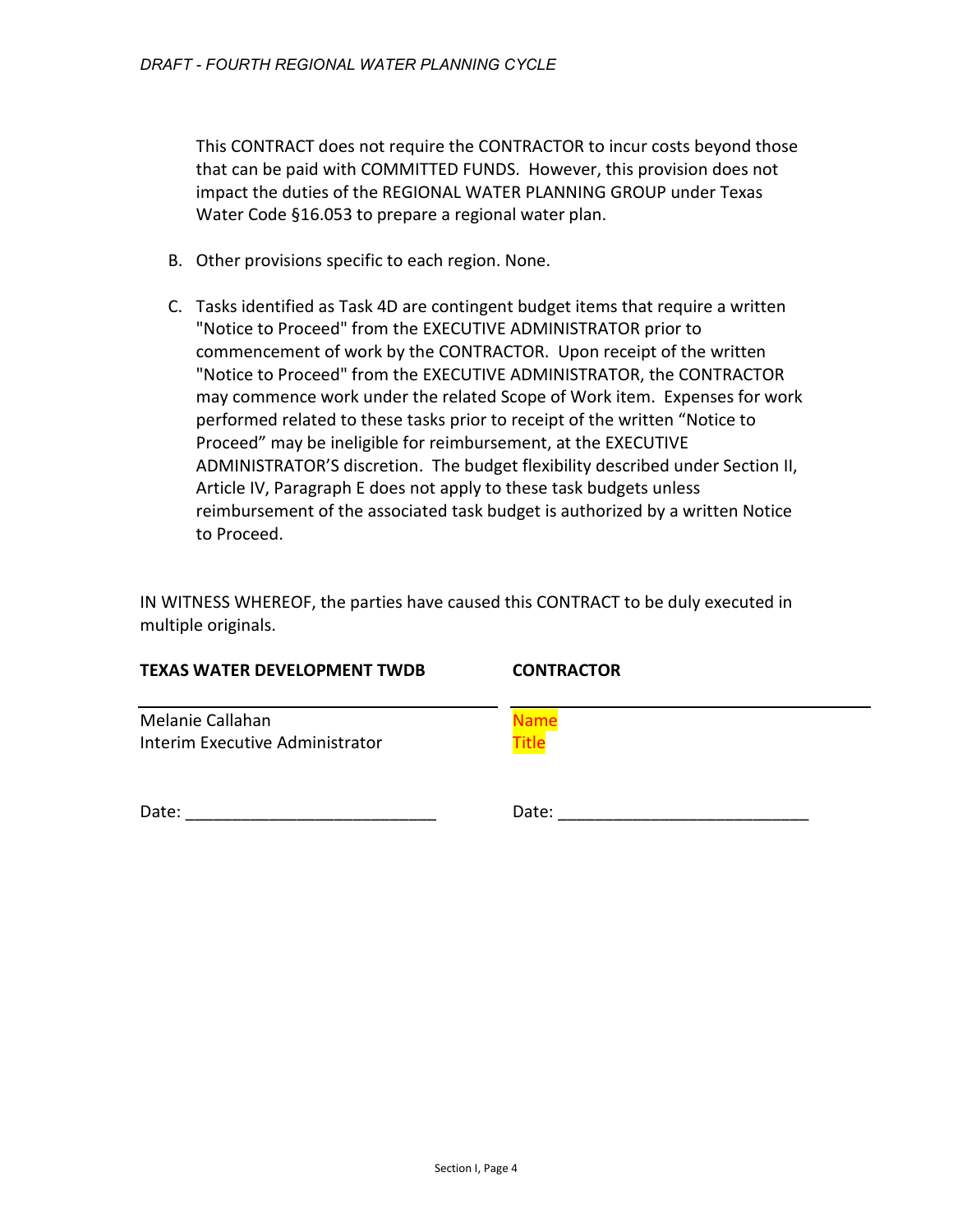This CONTRACT does not require the CONTRACTOR to incur costs beyond those that can be paid with COMMITTED FUNDS. However, this provision does not impact the duties of the REGIONAL WATER PLANNING GROUP under Texas Water Code §16.053 to prepare a regional water plan.

B. Other provisions specific to each region. None.

C. Tasks identified as Task 4D are contingent budget items that require a written "Notice to Proceed" from the EXECUTIVE ADMINISTRATOR prior to commencement of work by the CONTRACTOR. Upon receipt of the written "Notice to Proceed" from the EXECUTIVE ADMINISTRATOR, the CONTRACTOR may commence work under the related Scope of Work item. Expenses for work performed related to these tasks prior to receipt of the written "Notice to Proceed" may be ineligible for reimbursement, at the EXECUTIVE ADMINISTRATOR'S discretion. The budget flexibility described under Section II, Article IV, Paragraph E does not apply to these task budgets unless reimbursement of the associated task budget is authorized by a written Notice to Proceed.

IN WITNESS WHEREOF, the parties have caused this CONTRACT to be duly executed in multiple originals.

| **TEXAS WATER DEVELOPMENT TWDB** | **CONTRACTOR** |
|---|---|
| ______________________________ | ______________________________ |
| Melanie Callahan | Name |
| Interim Executive Administrator | Title |
| Date: ___________________________ | Date: ___________________________ |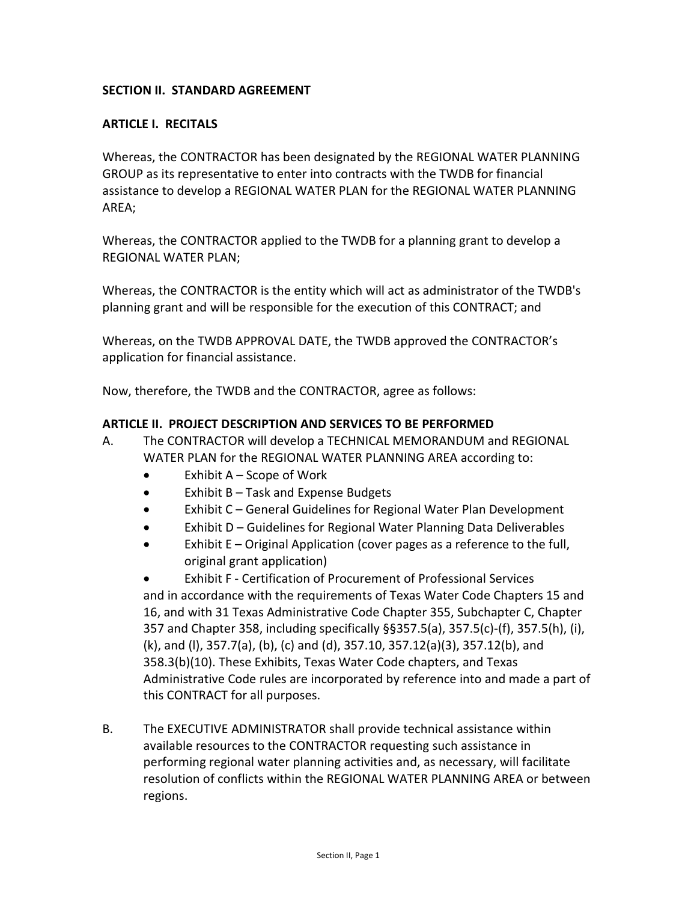**SECTION II. STANDARD AGREEMENT**

**ARTICLE I. RECITALS**

Whereas, the CONTRACTOR has been designated by the REGIONAL WATER PLANNING GROUP as its representative to enter into contracts with the TWDB for financial assistance to develop a REGIONAL WATER PLAN for the REGIONAL WATER PLANNING AREA;

Whereas, the CONTRACTOR applied to the TWDB for a planning grant to develop a REGIONAL WATER PLAN;

Whereas, the CONTRACTOR is the entity which will act as administrator of the TWDB's planning grant and will be responsible for the execution of this CONTRACT; and

Whereas, on the TWDB APPROVAL DATE, the TWDB approved the CONTRACTOR's application for financial assistance.

Now, therefore, the TWDB and the CONTRACTOR, agree as follows:

**ARTICLE II. PROJECT DESCRIPTION AND SERVICES TO BE PERFORMED**

A. The CONTRACTOR will develop a TECHNICAL MEMORANDUM and REGIONAL WATER PLAN for the REGIONAL WATER PLANNING AREA according to:
   - Exhibit A – Scope of Work
   - Exhibit B – Task and Expense Budgets
   - Exhibit C – General Guidelines for Regional Water Plan Development
   - Exhibit D – Guidelines for Regional Water Planning Data Deliverables
   - Exhibit E – Original Application (cover pages as a reference to the full, original grant application)
   - Exhibit F - Certification of Procurement of Professional Services

   and in accordance with the requirements of Texas Water Code Chapters 15 and 16, and with 31 Texas Administrative Code Chapter 355, Subchapter C, Chapter 357 and Chapter 358, including specifically §§357.5(a), 357.5(c)-(f), 357.5(h), (i), (k), and (l), 357.7(a), (b), (c) and (d), 357.10, 357.12(a)(3), 357.12(b), and 358.3(b)(10). These Exhibits, Texas Water Code chapters, and Texas Administrative Code rules are incorporated by reference into and made a part of this CONTRACT for all purposes.

B. The EXECUTIVE ADMINISTRATOR shall provide technical assistance within available resources to the CONTRACTOR requesting such assistance in performing regional water planning activities and, as necessary, will facilitate resolution of conflicts within the REGIONAL WATER PLANNING AREA or between regions.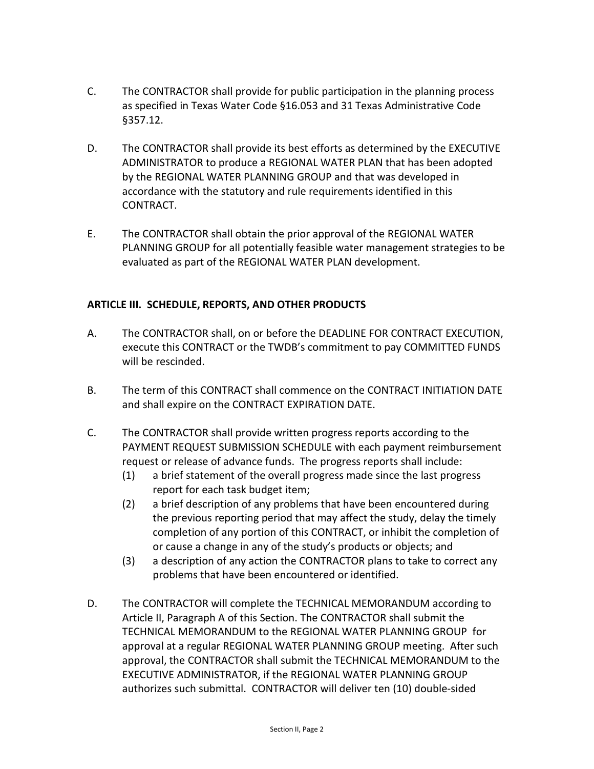C. The CONTRACTOR shall provide for public participation in the planning process as specified in Texas Water Code §16.053 and 31 Texas Administrative Code §357.12.

D. The CONTRACTOR shall provide its best efforts as determined by the EXECUTIVE ADMINISTRATOR to produce a REGIONAL WATER PLAN that has been adopted by the REGIONAL WATER PLANNING GROUP and that was developed in accordance with the statutory and rule requirements identified in this CONTRACT.

E. The CONTRACTOR shall obtain the prior approval of the REGIONAL WATER PLANNING GROUP for all potentially feasible water management strategies to be evaluated as part of the REGIONAL WATER PLAN development.

## ARTICLE III. SCHEDULE, REPORTS, AND OTHER PRODUCTS

A. The CONTRACTOR shall, on or before the DEADLINE FOR CONTRACT EXECUTION, execute this CONTRACT or the TWDB's commitment to pay COMMITTED FUNDS will be rescinded.

B. The term of this CONTRACT shall commence on the CONTRACT INITIATION DATE and shall expire on the CONTRACT EXPIRATION DATE.

C. The CONTRACTOR shall provide written progress reports according to the PAYMENT REQUEST SUBMISSION SCHEDULE with each payment reimbursement request or release of advance funds. The progress reports shall include:
   (1) a brief statement of the overall progress made since the last progress report for each task budget item;
   (2) a brief description of any problems that have been encountered during the previous reporting period that may affect the study, delay the timely completion of any portion of this CONTRACT, or inhibit the completion of or cause a change in any of the study's products or objects; and
   (3) a description of any action the CONTRACTOR plans to take to correct any problems that have been encountered or identified.

D. The CONTRACTOR will complete the TECHNICAL MEMORANDUM according to Article II, Paragraph A of this Section. The CONTRACTOR shall submit the TECHNICAL MEMORANDUM to the REGIONAL WATER PLANNING GROUP for approval at a regular REGIONAL WATER PLANNING GROUP meeting. After such approval, the CONTRACTOR shall submit the TECHNICAL MEMORANDUM to the EXECUTIVE ADMINISTRATOR, if the REGIONAL WATER PLANNING GROUP authorizes such submittal. CONTRACTOR will deliver ten (10) double-sided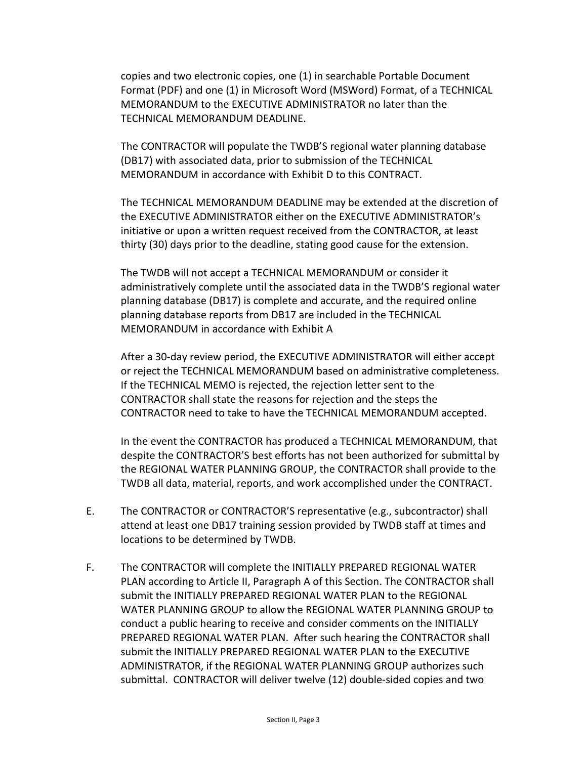copies and two electronic copies, one (1) in searchable Portable Document Format (PDF) and one (1) in Microsoft Word (MSWord) Format, of a TECHNICAL MEMORANDUM to the EXECUTIVE ADMINISTRATOR no later than the TECHNICAL MEMORANDUM DEADLINE.

The CONTRACTOR will populate the TWDB'S regional water planning database (DB17) with associated data, prior to submission of the TECHNICAL MEMORANDUM in accordance with Exhibit D to this CONTRACT.

The TECHNICAL MEMORANDUM DEADLINE may be extended at the discretion of the EXECUTIVE ADMINISTRATOR either on the EXECUTIVE ADMINISTRATOR's initiative or upon a written request received from the CONTRACTOR, at least thirty (30) days prior to the deadline, stating good cause for the extension.

The TWDB will not accept a TECHNICAL MEMORANDUM or consider it administratively complete until the associated data in the TWDB'S regional water planning database (DB17) is complete and accurate, and the required online planning database reports from DB17 are included in the TECHNICAL MEMORANDUM in accordance with Exhibit A

After a 30-day review period, the EXECUTIVE ADMINISTRATOR will either accept or reject the TECHNICAL MEMORANDUM based on administrative completeness. If the TECHNICAL MEMO is rejected, the rejection letter sent to the CONTRACTOR shall state the reasons for rejection and the steps the CONTRACTOR need to take to have the TECHNICAL MEMORANDUM accepted.

In the event the CONTRACTOR has produced a TECHNICAL MEMORANDUM, that despite the CONTRACTOR'S best efforts has not been authorized for submittal by the REGIONAL WATER PLANNING GROUP, the CONTRACTOR shall provide to the TWDB all data, material, reports, and work accomplished under the CONTRACT.

E. The CONTRACTOR or CONTRACTOR'S representative (e.g., subcontractor) shall attend at least one DB17 training session provided by TWDB staff at times and locations to be determined by TWDB.

F. The CONTRACTOR will complete the INITIALLY PREPARED REGIONAL WATER PLAN according to Article II, Paragraph A of this Section. The CONTRACTOR shall submit the INITIALLY PREPARED REGIONAL WATER PLAN to the REGIONAL WATER PLANNING GROUP to allow the REGIONAL WATER PLANNING GROUP to conduct a public hearing to receive and consider comments on the INITIALLY PREPARED REGIONAL WATER PLAN. After such hearing the CONTRACTOR shall submit the INITIALLY PREPARED REGIONAL WATER PLAN to the EXECUTIVE ADMINISTRATOR, if the REGIONAL WATER PLANNING GROUP authorizes such submittal. CONTRACTOR will deliver twelve (12) double-sided copies and two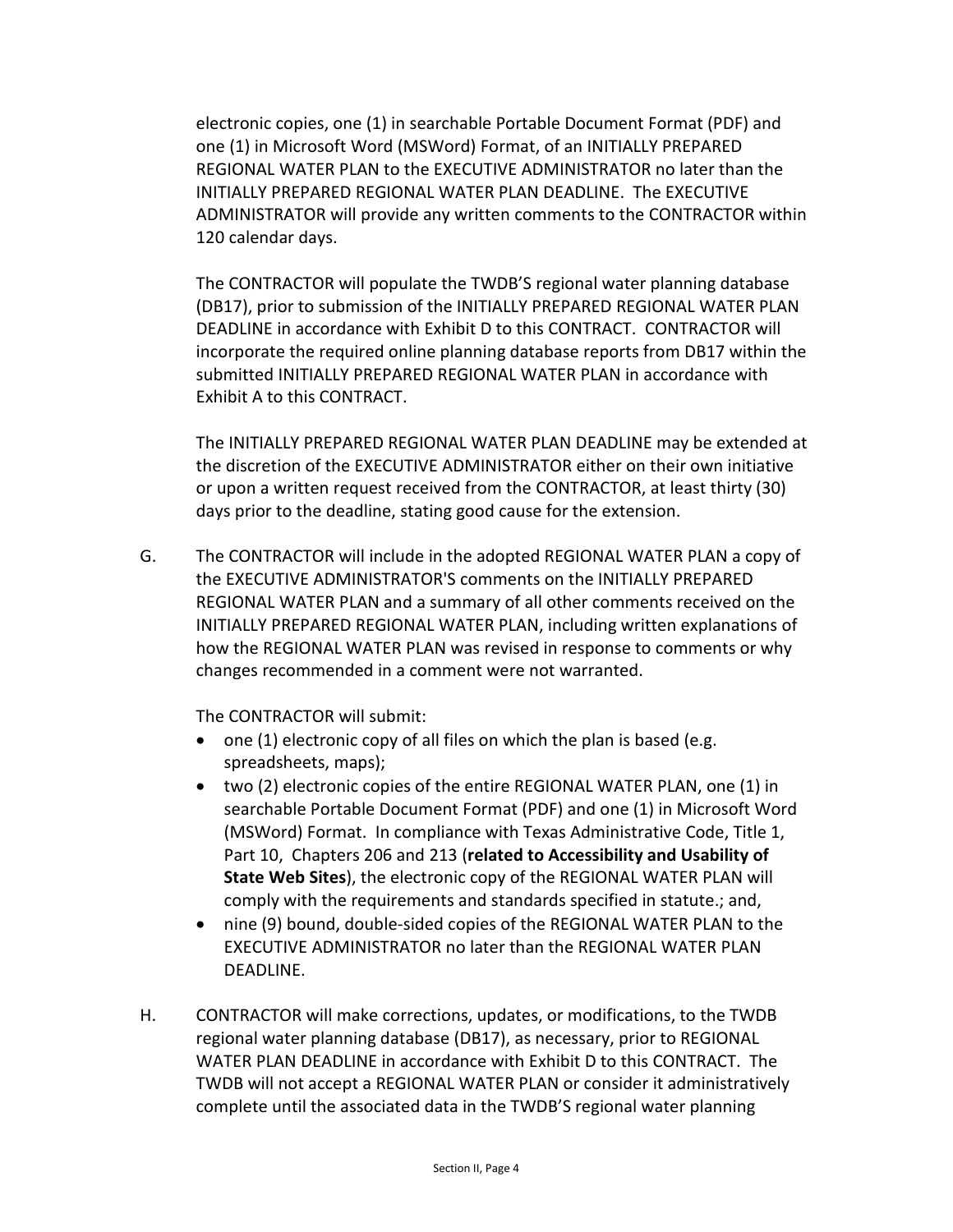electronic copies, one (1) in searchable Portable Document Format (PDF) and one (1) in Microsoft Word (MSWord) Format, of an INITIALLY PREPARED REGIONAL WATER PLAN to the EXECUTIVE ADMINISTRATOR no later than the INITIALLY PREPARED REGIONAL WATER PLAN DEADLINE. The EXECUTIVE ADMINISTRATOR will provide any written comments to the CONTRACTOR within 120 calendar days.

The CONTRACTOR will populate the TWDB'S regional water planning database (DB17), prior to submission of the INITIALLY PREPARED REGIONAL WATER PLAN DEADLINE in accordance with Exhibit D to this CONTRACT. CONTRACTOR will incorporate the required online planning database reports from DB17 within the submitted INITIALLY PREPARED REGIONAL WATER PLAN in accordance with Exhibit A to this CONTRACT.

The INITIALLY PREPARED REGIONAL WATER PLAN DEADLINE may be extended at the discretion of the EXECUTIVE ADMINISTRATOR either on their own initiative or upon a written request received from the CONTRACTOR, at least thirty (30) days prior to the deadline, stating good cause for the extension.

G. The CONTRACTOR will include in the adopted REGIONAL WATER PLAN a copy of the EXECUTIVE ADMINISTRATOR'S comments on the INITIALLY PREPARED REGIONAL WATER PLAN and a summary of all other comments received on the INITIALLY PREPARED REGIONAL WATER PLAN, including written explanations of how the REGIONAL WATER PLAN was revised in response to comments or why changes recommended in a comment were not warranted.

The CONTRACTOR will submit:

- one (1) electronic copy of all files on which the plan is based (e.g. spreadsheets, maps);
- two (2) electronic copies of the entire REGIONAL WATER PLAN, one (1) in searchable Portable Document Format (PDF) and one (1) in Microsoft Word (MSWord) Format. In compliance with Texas Administrative Code, Title 1, Part 10, Chapters 206 and 213 (**related to Accessibility and Usability of State Web Sites**), the electronic copy of the REGIONAL WATER PLAN will comply with the requirements and standards specified in statute.; and,
- nine (9) bound, double-sided copies of the REGIONAL WATER PLAN to the EXECUTIVE ADMINISTRATOR no later than the REGIONAL WATER PLAN DEADLINE.

H. CONTRACTOR will make corrections, updates, or modifications, to the TWDB regional water planning database (DB17), as necessary, prior to REGIONAL WATER PLAN DEADLINE in accordance with Exhibit D to this CONTRACT. The TWDB will not accept a REGIONAL WATER PLAN or consider it administratively complete until the associated data in the TWDB'S regional water planning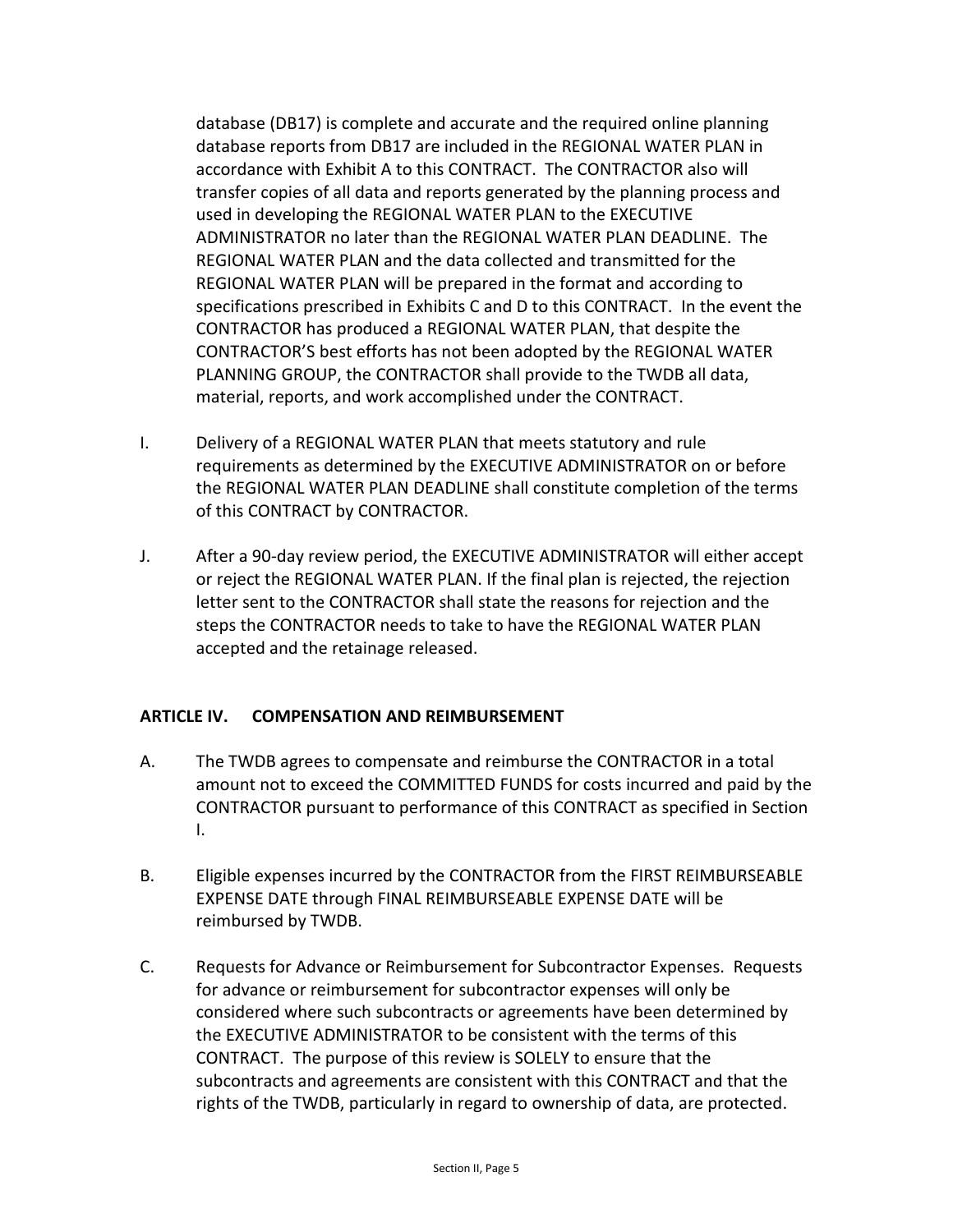database (DB17) is complete and accurate and the required online planning database reports from DB17 are included in the REGIONAL WATER PLAN in accordance with Exhibit A to this CONTRACT. The CONTRACTOR also will transfer copies of all data and reports generated by the planning process and used in developing the REGIONAL WATER PLAN to the EXECUTIVE ADMINISTRATOR no later than the REGIONAL WATER PLAN DEADLINE. The REGIONAL WATER PLAN and the data collected and transmitted for the REGIONAL WATER PLAN will be prepared in the format and according to specifications prescribed in Exhibits C and D to this CONTRACT. In the event the CONTRACTOR has produced a REGIONAL WATER PLAN, that despite the CONTRACTOR'S best efforts has not been adopted by the REGIONAL WATER PLANNING GROUP, the CONTRACTOR shall provide to the TWDB all data, material, reports, and work accomplished under the CONTRACT.

I. Delivery of a REGIONAL WATER PLAN that meets statutory and rule requirements as determined by the EXECUTIVE ADMINISTRATOR on or before the REGIONAL WATER PLAN DEADLINE shall constitute completion of the terms of this CONTRACT by CONTRACTOR.

J. After a 90-day review period, the EXECUTIVE ADMINISTRATOR will either accept or reject the REGIONAL WATER PLAN. If the final plan is rejected, the rejection letter sent to the CONTRACTOR shall state the reasons for rejection and the steps the CONTRACTOR needs to take to have the REGIONAL WATER PLAN accepted and the retainage released.

## ARTICLE IV. COMPENSATION AND REIMBURSEMENT

A. The TWDB agrees to compensate and reimburse the CONTRACTOR in a total amount not to exceed the COMMITTED FUNDS for costs incurred and paid by the CONTRACTOR pursuant to performance of this CONTRACT as specified in Section I.

B. Eligible expenses incurred by the CONTRACTOR from the FIRST REIMBURSEABLE EXPENSE DATE through FINAL REIMBURSEABLE EXPENSE DATE will be reimbursed by TWDB.

C. Requests for Advance or Reimbursement for Subcontractor Expenses. Requests for advance or reimbursement for subcontractor expenses will only be considered where such subcontracts or agreements have been determined by the EXECUTIVE ADMINISTRATOR to be consistent with the terms of this CONTRACT. The purpose of this review is SOLELY to ensure that the subcontracts and agreements are consistent with this CONTRACT and that the rights of the TWDB, particularly in regard to ownership of data, are protected.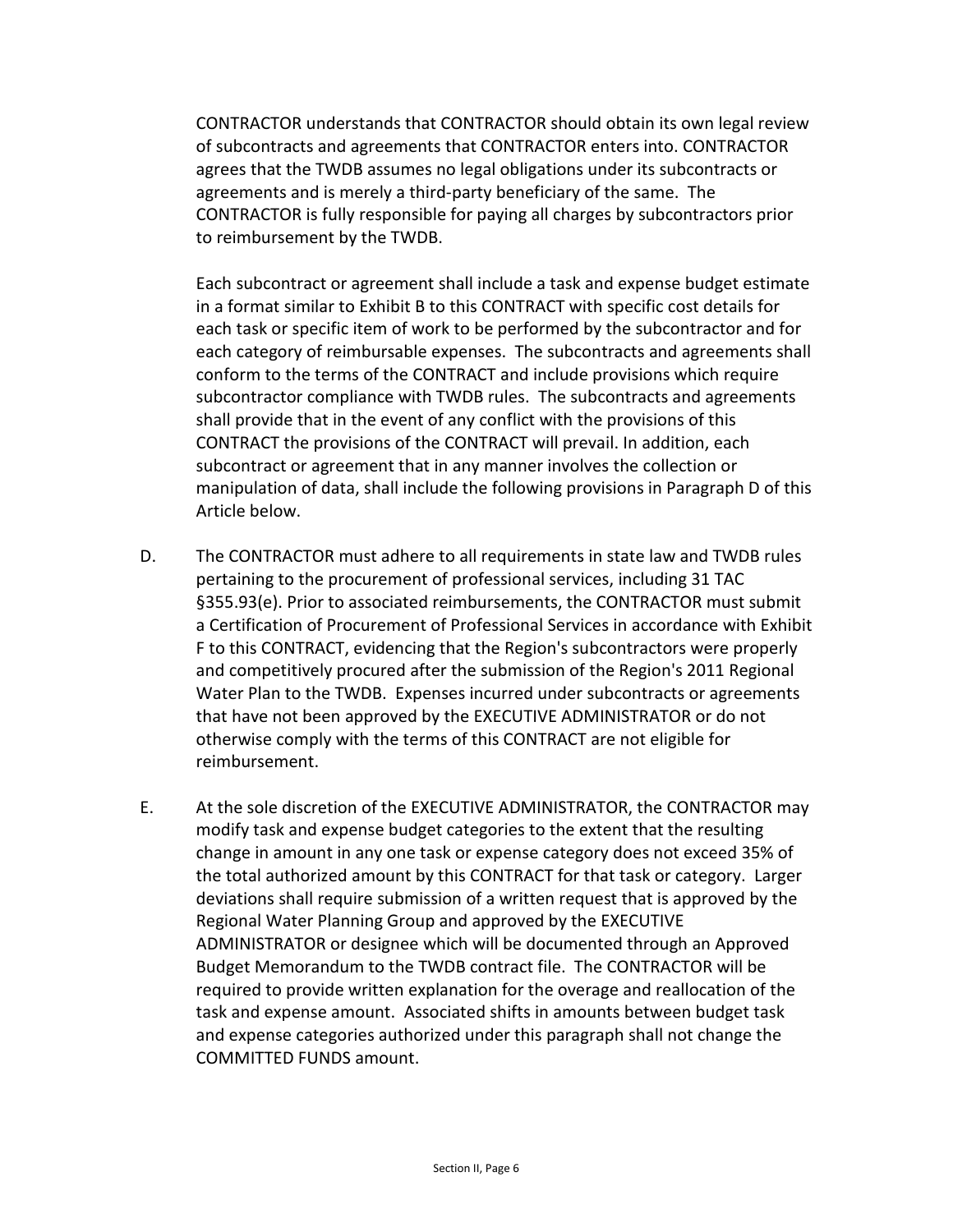CONTRACTOR understands that CONTRACTOR should obtain its own legal review of subcontracts and agreements that CONTRACTOR enters into. CONTRACTOR agrees that the TWDB assumes no legal obligations under its subcontracts or agreements and is merely a third-party beneficiary of the same. The CONTRACTOR is fully responsible for paying all charges by subcontractors prior to reimbursement by the TWDB.

Each subcontract or agreement shall include a task and expense budget estimate in a format similar to Exhibit B to this CONTRACT with specific cost details for each task or specific item of work to be performed by the subcontractor and for each category of reimbursable expenses. The subcontracts and agreements shall conform to the terms of the CONTRACT and include provisions which require subcontractor compliance with TWDB rules. The subcontracts and agreements shall provide that in the event of any conflict with the provisions of this CONTRACT the provisions of the CONTRACT will prevail. In addition, each subcontract or agreement that in any manner involves the collection or manipulation of data, shall include the following provisions in Paragraph D of this Article below.

D. The CONTRACTOR must adhere to all requirements in state law and TWDB rules pertaining to the procurement of professional services, including 31 TAC §355.93(e). Prior to associated reimbursements, the CONTRACTOR must submit a Certification of Procurement of Professional Services in accordance with Exhibit F to this CONTRACT, evidencing that the Region's subcontractors were properly and competitively procured after the submission of the Region's 2011 Regional Water Plan to the TWDB. Expenses incurred under subcontracts or agreements that have not been approved by the EXECUTIVE ADMINISTRATOR or do not otherwise comply with the terms of this CONTRACT are not eligible for reimbursement.

E. At the sole discretion of the EXECUTIVE ADMINISTRATOR, the CONTRACTOR may modify task and expense budget categories to the extent that the resulting change in amount in any one task or expense category does not exceed 35% of the total authorized amount by this CONTRACT for that task or category. Larger deviations shall require submission of a written request that is approved by the Regional Water Planning Group and approved by the EXECUTIVE ADMINISTRATOR or designee which will be documented through an Approved Budget Memorandum to the TWDB contract file. The CONTRACTOR will be required to provide written explanation for the overage and reallocation of the task and expense amount. Associated shifts in amounts between budget task and expense categories authorized under this paragraph shall not change the COMMITTED FUNDS amount.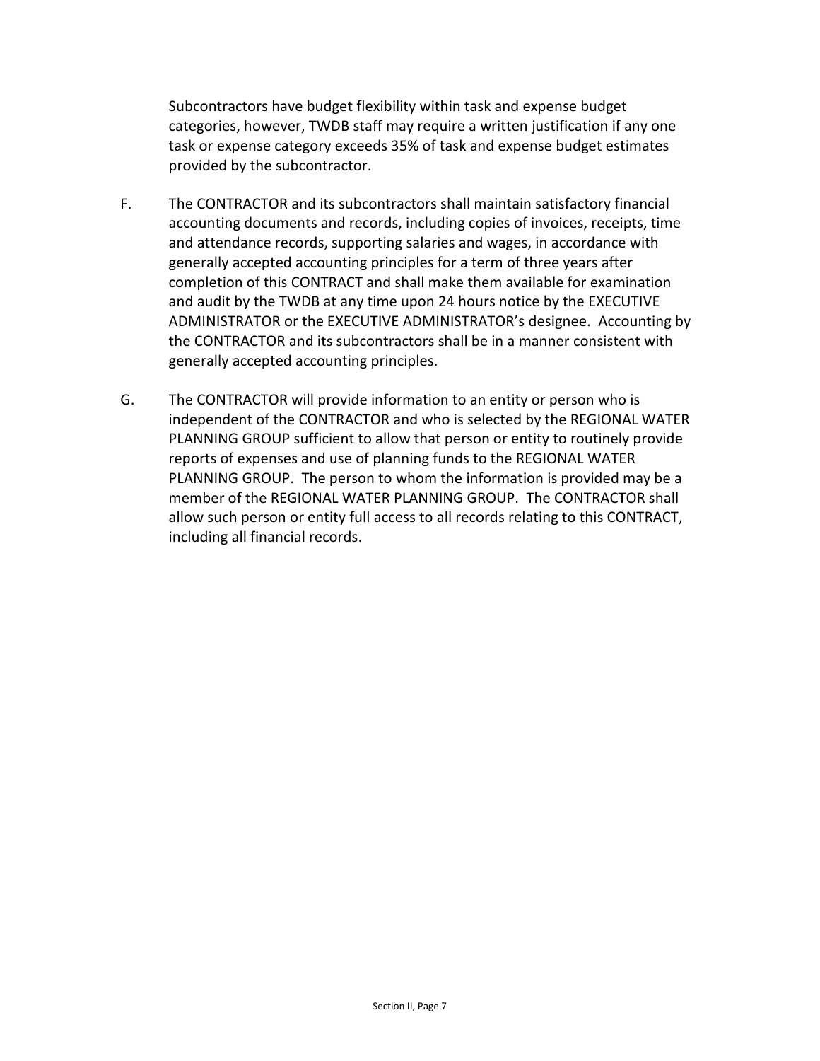Subcontractors have budget flexibility within task and expense budget categories, however, TWDB staff may require a written justification if any one task or expense category exceeds 35% of task and expense budget estimates provided by the subcontractor.

F. The CONTRACTOR and its subcontractors shall maintain satisfactory financial accounting documents and records, including copies of invoices, receipts, time and attendance records, supporting salaries and wages, in accordance with generally accepted accounting principles for a term of three years after completion of this CONTRACT and shall make them available for examination and audit by the TWDB at any time upon 24 hours notice by the EXECUTIVE ADMINISTRATOR or the EXECUTIVE ADMINISTRATOR's designee. Accounting by the CONTRACTOR and its subcontractors shall be in a manner consistent with generally accepted accounting principles.

G. The CONTRACTOR will provide information to an entity or person who is independent of the CONTRACTOR and who is selected by the REGIONAL WATER PLANNING GROUP sufficient to allow that person or entity to routinely provide reports of expenses and use of planning funds to the REGIONAL WATER PLANNING GROUP. The person to whom the information is provided may be a member of the REGIONAL WATER PLANNING GROUP. The CONTRACTOR shall allow such person or entity full access to all records relating to this CONTRACT, including all financial records.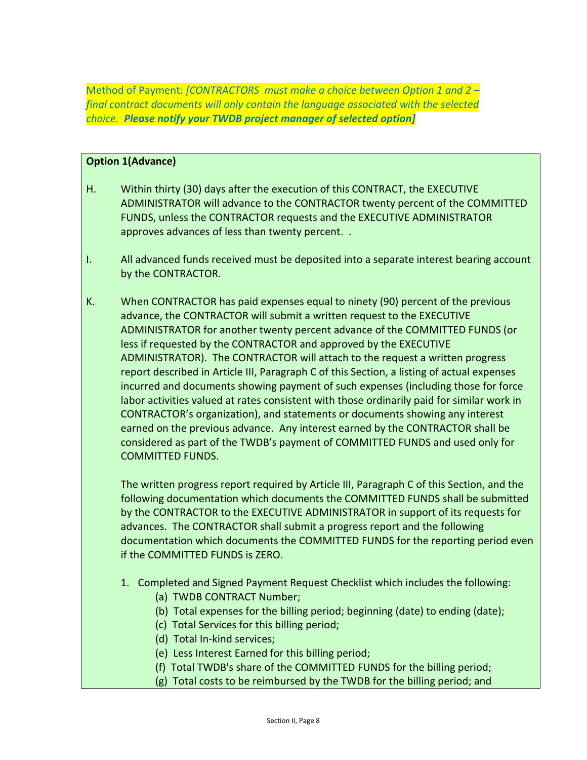Method of Payment: *[CONTRACTORS must make a choice between Option 1 and 2 – final contract documents will only contain the language associated with the selected choice.* ***Please notify your TWDB project manager of selected option]***

**Option 1(Advance)**

H. Within thirty (30) days after the execution of this CONTRACT, the EXECUTIVE ADMINISTRATOR will advance to the CONTRACTOR twenty percent of the COMMITTED FUNDS, unless the CONTRACTOR requests and the EXECUTIVE ADMINISTRATOR approves advances of less than twenty percent. .

I. All advanced funds received must be deposited into a separate interest bearing account by the CONTRACTOR.

K. When CONTRACTOR has paid expenses equal to ninety (90) percent of the previous advance, the CONTRACTOR will submit a written request to the EXECUTIVE ADMINISTRATOR for another twenty percent advance of the COMMITTED FUNDS (or less if requested by the CONTRACTOR and approved by the EXECUTIVE ADMINISTRATOR). The CONTRACTOR will attach to the request a written progress report described in Article III, Paragraph C of this Section, a listing of actual expenses incurred and documents showing payment of such expenses (including those for force labor activities valued at rates consistent with those ordinarily paid for similar work in CONTRACTOR's organization), and statements or documents showing any interest earned on the previous advance. Any interest earned by the CONTRACTOR shall be considered as part of the TWDB's payment of COMMITTED FUNDS and used only for COMMITTED FUNDS.

The written progress report required by Article III, Paragraph C of this Section, and the following documentation which documents the COMMITTED FUNDS shall be submitted by the CONTRACTOR to the EXECUTIVE ADMINISTRATOR in support of its requests for advances. The CONTRACTOR shall submit a progress report and the following documentation which documents the COMMITTED FUNDS for the reporting period even if the COMMITTED FUNDS is ZERO.

1. Completed and Signed Payment Request Checklist which includes the following:
   - (a) TWDB CONTRACT Number;
   - (b) Total expenses for the billing period; beginning (date) to ending (date);
   - (c) Total Services for this billing period;
   - (d) Total In-kind services;
   - (e) Less Interest Earned for this billing period;
   - (f) Total TWDB's share of the COMMITTED FUNDS for the billing period;
   - (g) Total costs to be reimbursed by the TWDB for the billing period; and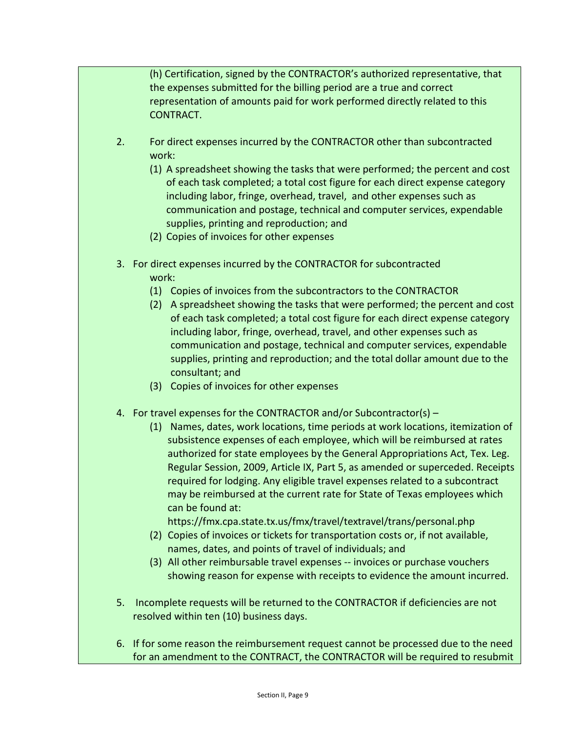(h) Certification, signed by the CONTRACTOR's authorized representative, that the expenses submitted for the billing period are a true and correct representation of amounts paid for work performed directly related to this CONTRACT.

2. For direct expenses incurred by the CONTRACTOR other than subcontracted work:
   - (1) A spreadsheet showing the tasks that were performed; the percent and cost of each task completed; a total cost figure for each direct expense category including labor, fringe, overhead, travel, and other expenses such as communication and postage, technical and computer services, expendable supplies, printing and reproduction; and
   - (2) Copies of invoices for other expenses

3. For direct expenses incurred by the CONTRACTOR for subcontracted work:
   - (1) Copies of invoices from the subcontractors to the CONTRACTOR
   - (2) A spreadsheet showing the tasks that were performed; the percent and cost of each task completed; a total cost figure for each direct expense category including labor, fringe, overhead, travel, and other expenses such as communication and postage, technical and computer services, expendable supplies, printing and reproduction; and the total dollar amount due to the consultant; and
   - (3) Copies of invoices for other expenses

4. For travel expenses for the CONTRACTOR and/or Subcontractor(s) –
   - (1) Names, dates, work locations, time periods at work locations, itemization of subsistence expenses of each employee, which will be reimbursed at rates authorized for state employees by the General Appropriations Act, Tex. Leg. Regular Session, 2009, Article IX, Part 5, as amended or superceded. Receipts required for lodging. Any eligible travel expenses related to a subcontract may be reimbursed at the current rate for State of Texas employees which can be found at: https://fmx.cpa.state.tx.us/fmx/travel/textravel/trans/personal.php
   - (2) Copies of invoices or tickets for transportation costs or, if not available, names, dates, and points of travel of individuals; and
   - (3) All other reimbursable travel expenses -- invoices or purchase vouchers showing reason for expense with receipts to evidence the amount incurred.

5. Incomplete requests will be returned to the CONTRACTOR if deficiencies are not resolved within ten (10) business days.

6. If for some reason the reimbursement request cannot be processed due to the need for an amendment to the CONTRACT, the CONTRACTOR will be required to resubmit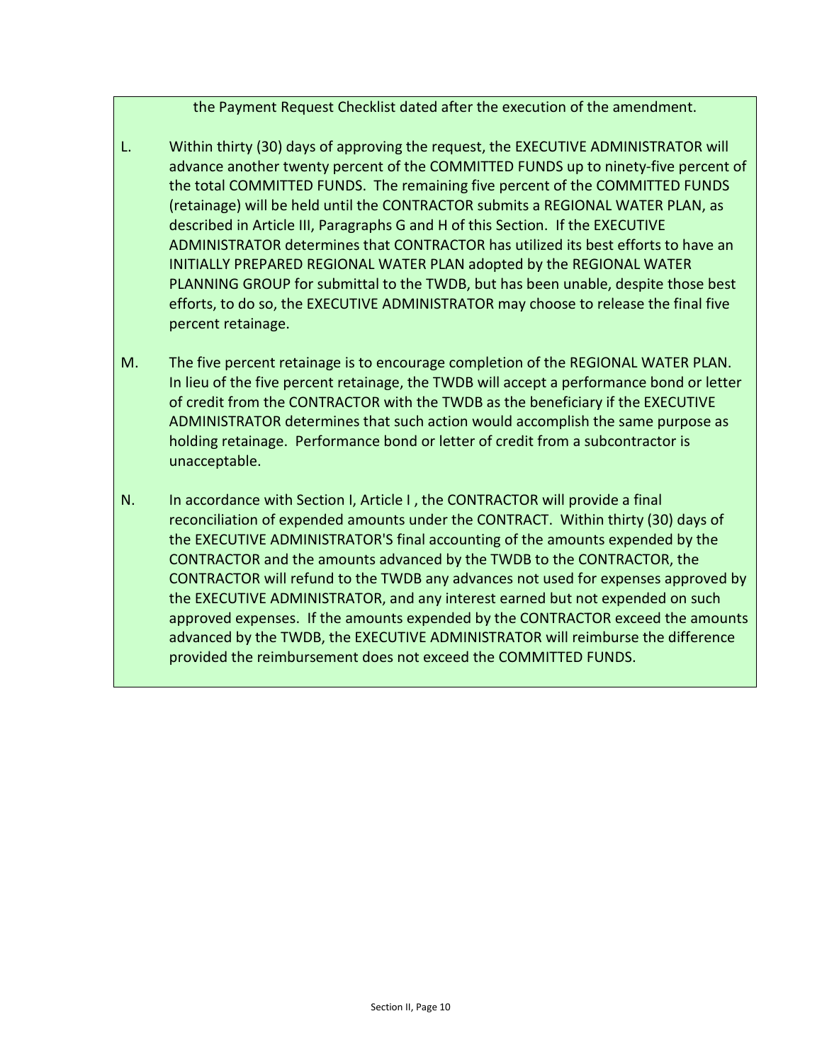the Payment Request Checklist dated after the execution of the amendment.

L. Within thirty (30) days of approving the request, the EXECUTIVE ADMINISTRATOR will advance another twenty percent of the COMMITTED FUNDS up to ninety-five percent of the total COMMITTED FUNDS. The remaining five percent of the COMMITTED FUNDS (retainage) will be held until the CONTRACTOR submits a REGIONAL WATER PLAN, as described in Article III, Paragraphs G and H of this Section. If the EXECUTIVE ADMINISTRATOR determines that CONTRACTOR has utilized its best efforts to have an INITIALLY PREPARED REGIONAL WATER PLAN adopted by the REGIONAL WATER PLANNING GROUP for submittal to the TWDB, but has been unable, despite those best efforts, to do so, the EXECUTIVE ADMINISTRATOR may choose to release the final five percent retainage.

M. The five percent retainage is to encourage completion of the REGIONAL WATER PLAN. In lieu of the five percent retainage, the TWDB will accept a performance bond or letter of credit from the CONTRACTOR with the TWDB as the beneficiary if the EXECUTIVE ADMINISTRATOR determines that such action would accomplish the same purpose as holding retainage. Performance bond or letter of credit from a subcontractor is unacceptable.

N. In accordance with Section I, Article I , the CONTRACTOR will provide a final reconciliation of expended amounts under the CONTRACT. Within thirty (30) days of the EXECUTIVE ADMINISTRATOR'S final accounting of the amounts expended by the CONTRACTOR and the amounts advanced by the TWDB to the CONTRACTOR, the CONTRACTOR will refund to the TWDB any advances not used for expenses approved by the EXECUTIVE ADMINISTRATOR, and any interest earned but not expended on such approved expenses. If the amounts expended by the CONTRACTOR exceed the amounts advanced by the TWDB, the EXECUTIVE ADMINISTRATOR will reimburse the difference provided the reimbursement does not exceed the COMMITTED FUNDS.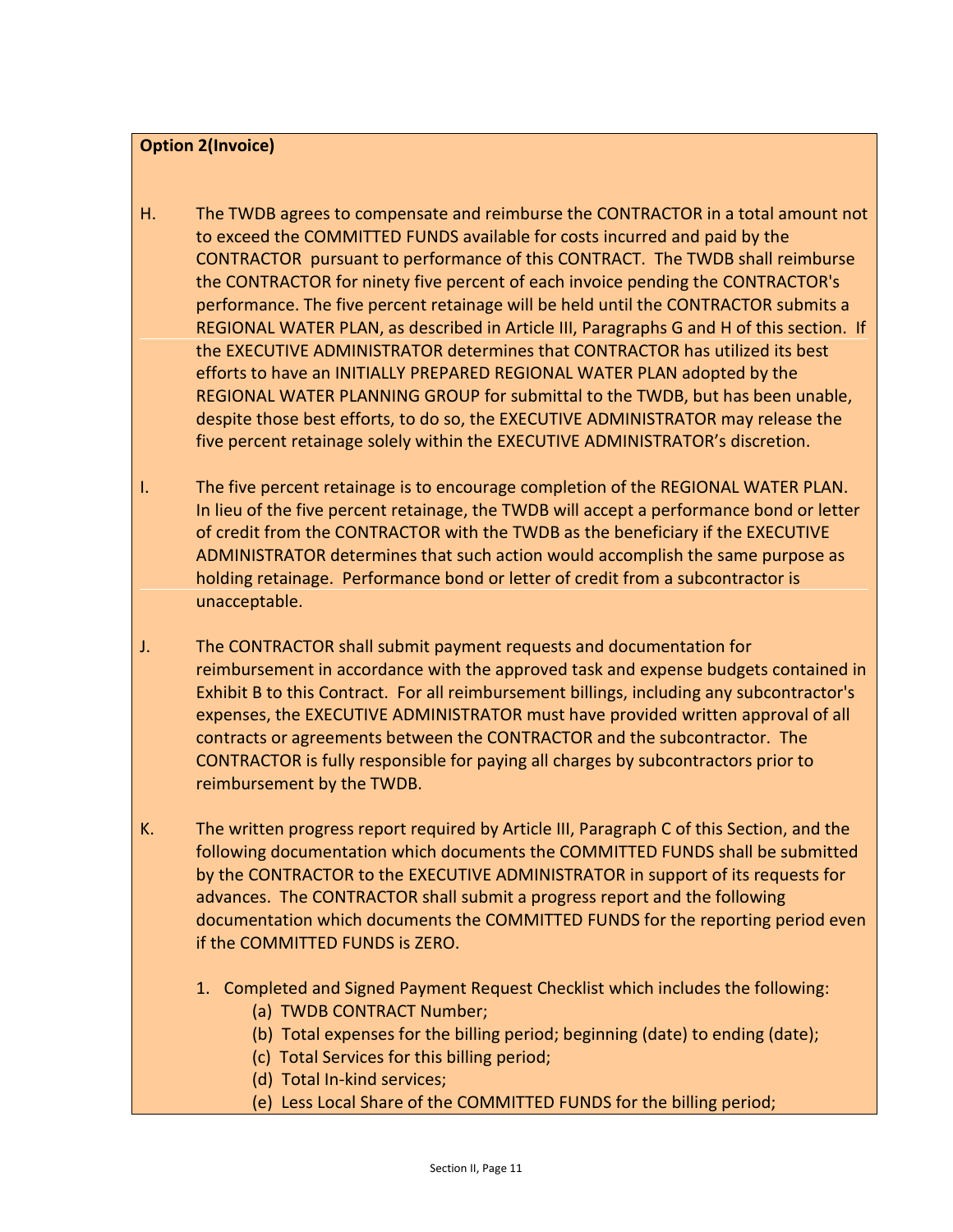**Option 2(Invoice)**

H. The TWDB agrees to compensate and reimburse the CONTRACTOR in a total amount not to exceed the COMMITTED FUNDS available for costs incurred and paid by the CONTRACTOR pursuant to performance of this CONTRACT. The TWDB shall reimburse the CONTRACTOR for ninety five percent of each invoice pending the CONTRACTOR's performance. The five percent retainage will be held until the CONTRACTOR submits a REGIONAL WATER PLAN, as described in Article III, Paragraphs G and H of this section. If the EXECUTIVE ADMINISTRATOR determines that CONTRACTOR has utilized its best efforts to have an INITIALLY PREPARED REGIONAL WATER PLAN adopted by the REGIONAL WATER PLANNING GROUP for submittal to the TWDB, but has been unable, despite those best efforts, to do so, the EXECUTIVE ADMINISTRATOR may release the five percent retainage solely within the EXECUTIVE ADMINISTRATOR's discretion.

I. The five percent retainage is to encourage completion of the REGIONAL WATER PLAN. In lieu of the five percent retainage, the TWDB will accept a performance bond or letter of credit from the CONTRACTOR with the TWDB as the beneficiary if the EXECUTIVE ADMINISTRATOR determines that such action would accomplish the same purpose as holding retainage. Performance bond or letter of credit from a subcontractor is unacceptable.

J. The CONTRACTOR shall submit payment requests and documentation for reimbursement in accordance with the approved task and expense budgets contained in Exhibit B to this Contract. For all reimbursement billings, including any subcontractor's expenses, the EXECUTIVE ADMINISTRATOR must have provided written approval of all contracts or agreements between the CONTRACTOR and the subcontractor. The CONTRACTOR is fully responsible for paying all charges by subcontractors prior to reimbursement by the TWDB.

K. The written progress report required by Article III, Paragraph C of this Section, and the following documentation which documents the COMMITTED FUNDS shall be submitted by the CONTRACTOR to the EXECUTIVE ADMINISTRATOR in support of its requests for advances. The CONTRACTOR shall submit a progress report and the following documentation which documents the COMMITTED FUNDS for the reporting period even if the COMMITTED FUNDS is ZERO.

1. Completed and Signed Payment Request Checklist which includes the following:
   - (a) TWDB CONTRACT Number;
   - (b) Total expenses for the billing period; beginning (date) to ending (date);
   - (c) Total Services for this billing period;
   - (d) Total In-kind services;
   - (e) Less Local Share of the COMMITTED FUNDS for the billing period;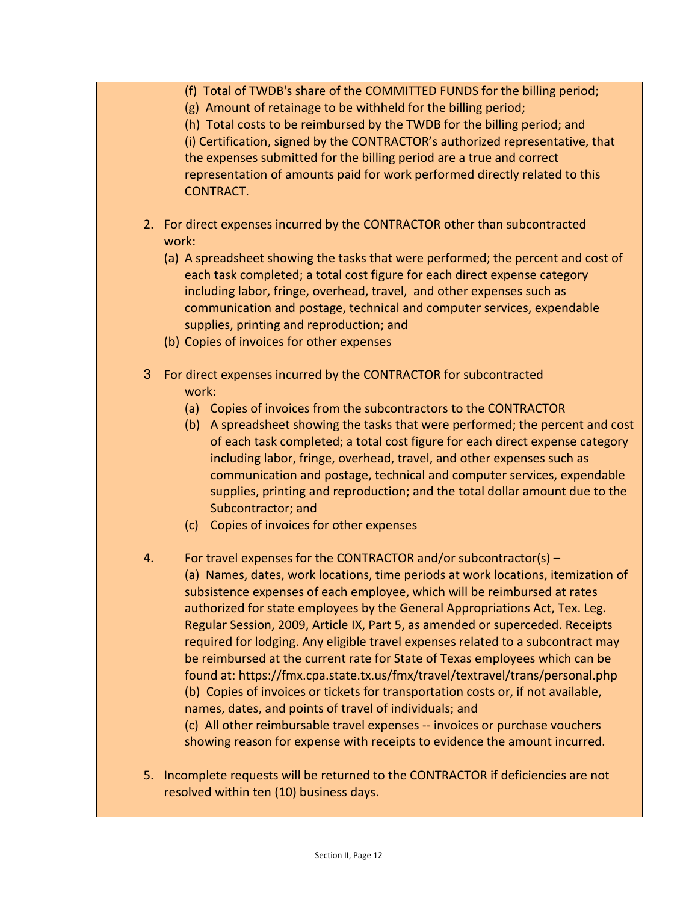(f) Total of TWDB's share of the COMMITTED FUNDS for the billing period;

(g) Amount of retainage to be withheld for the billing period;

(h) Total costs to be reimbursed by the TWDB for the billing period; and

(i) Certification, signed by the CONTRACTOR's authorized representative, that the expenses submitted for the billing period are a true and correct representation of amounts paid for work performed directly related to this CONTRACT.

2. For direct expenses incurred by the CONTRACTOR other than subcontracted work:
   (a) A spreadsheet showing the tasks that were performed; the percent and cost of each task completed; a total cost figure for each direct expense category including labor, fringe, overhead, travel, and other expenses such as communication and postage, technical and computer services, expendable supplies, printing and reproduction; and
   (b) Copies of invoices for other expenses

3 For direct expenses incurred by the CONTRACTOR for subcontracted work:
   (a) Copies of invoices from the subcontractors to the CONTRACTOR
   (b) A spreadsheet showing the tasks that were performed; the percent and cost of each task completed; a total cost figure for each direct expense category including labor, fringe, overhead, travel, and other expenses such as communication and postage, technical and computer services, expendable supplies, printing and reproduction; and the total dollar amount due to the Subcontractor; and
   (c) Copies of invoices for other expenses

4. For travel expenses for the CONTRACTOR and/or subcontractor(s) –

   (a) Names, dates, work locations, time periods at work locations, itemization of subsistence expenses of each employee, which will be reimbursed at rates authorized for state employees by the General Appropriations Act, Tex. Leg. Regular Session, 2009, Article IX, Part 5, as amended or superceded. Receipts required for lodging. Any eligible travel expenses related to a subcontract may be reimbursed at the current rate for State of Texas employees which can be found at: https://fmx.cpa.state.tx.us/fmx/travel/textravel/trans/personal.php

   (b) Copies of invoices or tickets for transportation costs or, if not available, names, dates, and points of travel of individuals; and

   (c) All other reimbursable travel expenses -- invoices or purchase vouchers showing reason for expense with receipts to evidence the amount incurred.

5. Incomplete requests will be returned to the CONTRACTOR if deficiencies are not resolved within ten (10) business days.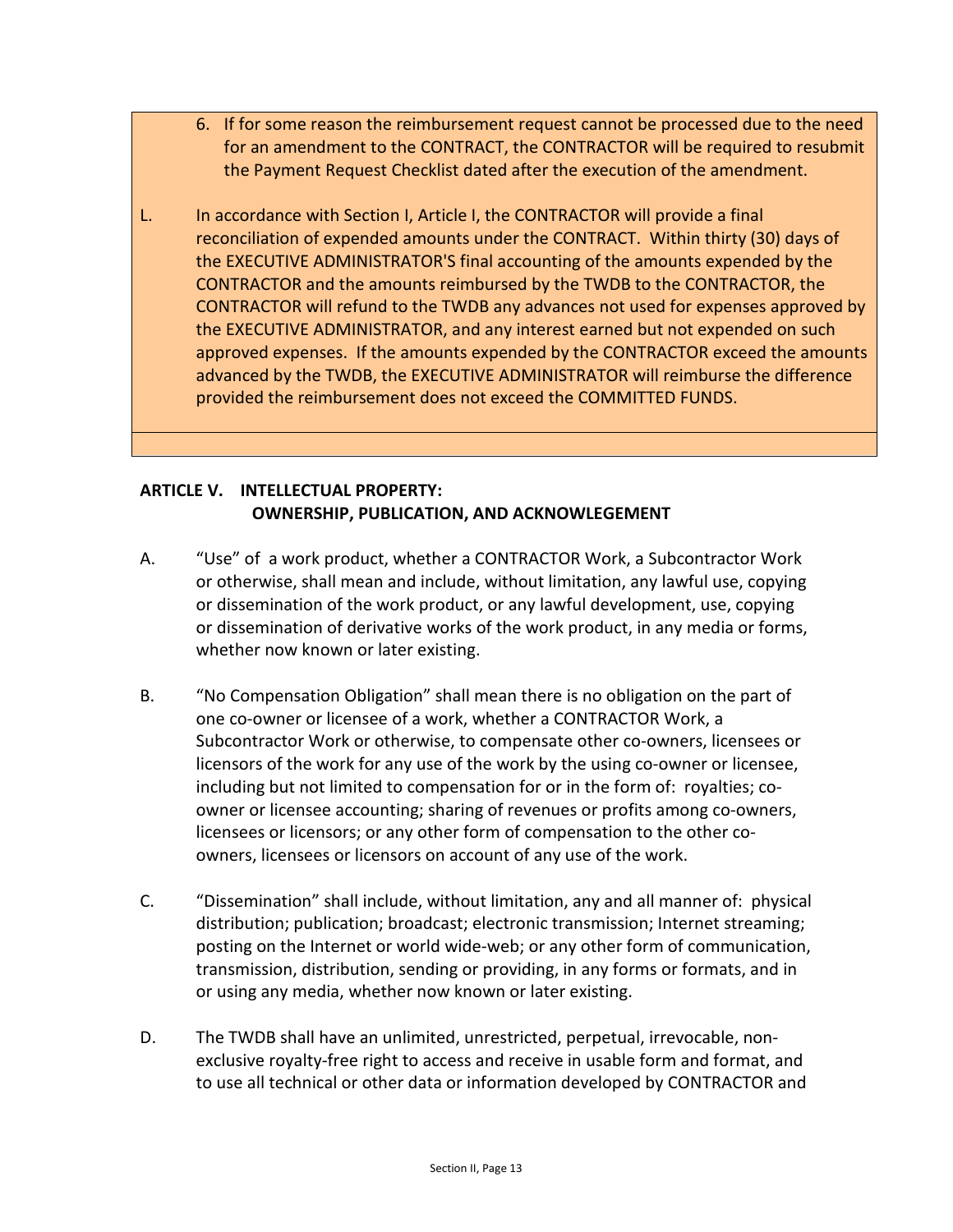6. If for some reason the reimbursement request cannot be processed due to the need for an amendment to the CONTRACT, the CONTRACTOR will be required to resubmit the Payment Request Checklist dated after the execution of the amendment.

L. In accordance with Section I, Article I, the CONTRACTOR will provide a final reconciliation of expended amounts under the CONTRACT. Within thirty (30) days of the EXECUTIVE ADMINISTRATOR'S final accounting of the amounts expended by the CONTRACTOR and the amounts reimbursed by the TWDB to the CONTRACTOR, the CONTRACTOR will refund to the TWDB any advances not used for expenses approved by the EXECUTIVE ADMINISTRATOR, and any interest earned but not expended on such approved expenses. If the amounts expended by the CONTRACTOR exceed the amounts advanced by the TWDB, the EXECUTIVE ADMINISTRATOR will reimburse the difference provided the reimbursement does not exceed the COMMITTED FUNDS.

## ARTICLE V. INTELLECTUAL PROPERTY: OWNERSHIP, PUBLICATION, AND ACKNOWLEGEMENT

A. "Use" of a work product, whether a CONTRACTOR Work, a Subcontractor Work or otherwise, shall mean and include, without limitation, any lawful use, copying or dissemination of the work product, or any lawful development, use, copying or dissemination of derivative works of the work product, in any media or forms, whether now known or later existing.

B. "No Compensation Obligation" shall mean there is no obligation on the part of one co-owner or licensee of a work, whether a CONTRACTOR Work, a Subcontractor Work or otherwise, to compensate other co-owners, licensees or licensors of the work for any use of the work by the using co-owner or licensee, including but not limited to compensation for or in the form of: royalties; co-owner or licensee accounting; sharing of revenues or profits among co-owners, licensees or licensors; or any other form of compensation to the other co-owners, licensees or licensors on account of any use of the work.

C. "Dissemination" shall include, without limitation, any and all manner of: physical distribution; publication; broadcast; electronic transmission; Internet streaming; posting on the Internet or world wide-web; or any other form of communication, transmission, distribution, sending or providing, in any forms or formats, and in or using any media, whether now known or later existing.

D. The TWDB shall have an unlimited, unrestricted, perpetual, irrevocable, non-exclusive royalty-free right to access and receive in usable form and format, and to use all technical or other data or information developed by CONTRACTOR and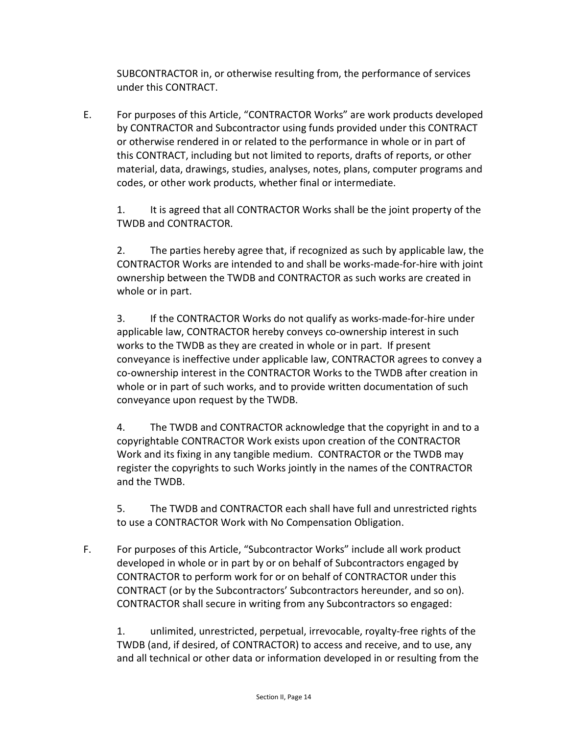SUBCONTRACTOR in, or otherwise resulting from, the performance of services under this CONTRACT.

E. For purposes of this Article, "CONTRACTOR Works" are work products developed by CONTRACTOR and Subcontractor using funds provided under this CONTRACT or otherwise rendered in or related to the performance in whole or in part of this CONTRACT, including but not limited to reports, drafts of reports, or other material, data, drawings, studies, analyses, notes, plans, computer programs and codes, or other work products, whether final or intermediate.

  1. It is agreed that all CONTRACTOR Works shall be the joint property of the TWDB and CONTRACTOR.

  2. The parties hereby agree that, if recognized as such by applicable law, the CONTRACTOR Works are intended to and shall be works-made-for-hire with joint ownership between the TWDB and CONTRACTOR as such works are created in whole or in part.

  3. If the CONTRACTOR Works do not qualify as works-made-for-hire under applicable law, CONTRACTOR hereby conveys co-ownership interest in such works to the TWDB as they are created in whole or in part. If present conveyance is ineffective under applicable law, CONTRACTOR agrees to convey a co-ownership interest in the CONTRACTOR Works to the TWDB after creation in whole or in part of such works, and to provide written documentation of such conveyance upon request by the TWDB.

  4. The TWDB and CONTRACTOR acknowledge that the copyright in and to a copyrightable CONTRACTOR Work exists upon creation of the CONTRACTOR Work and its fixing in any tangible medium. CONTRACTOR or the TWDB may register the copyrights to such Works jointly in the names of the CONTRACTOR and the TWDB.

  5. The TWDB and CONTRACTOR each shall have full and unrestricted rights to use a CONTRACTOR Work with No Compensation Obligation.

F. For purposes of this Article, "Subcontractor Works" include all work product developed in whole or in part by or on behalf of Subcontractors engaged by CONTRACTOR to perform work for or on behalf of CONTRACTOR under this CONTRACT (or by the Subcontractors' Subcontractors hereunder, and so on). CONTRACTOR shall secure in writing from any Subcontractors so engaged:

  1. unlimited, unrestricted, perpetual, irrevocable, royalty-free rights of the TWDB (and, if desired, of CONTRACTOR) to access and receive, and to use, any and all technical or other data or information developed in or resulting from the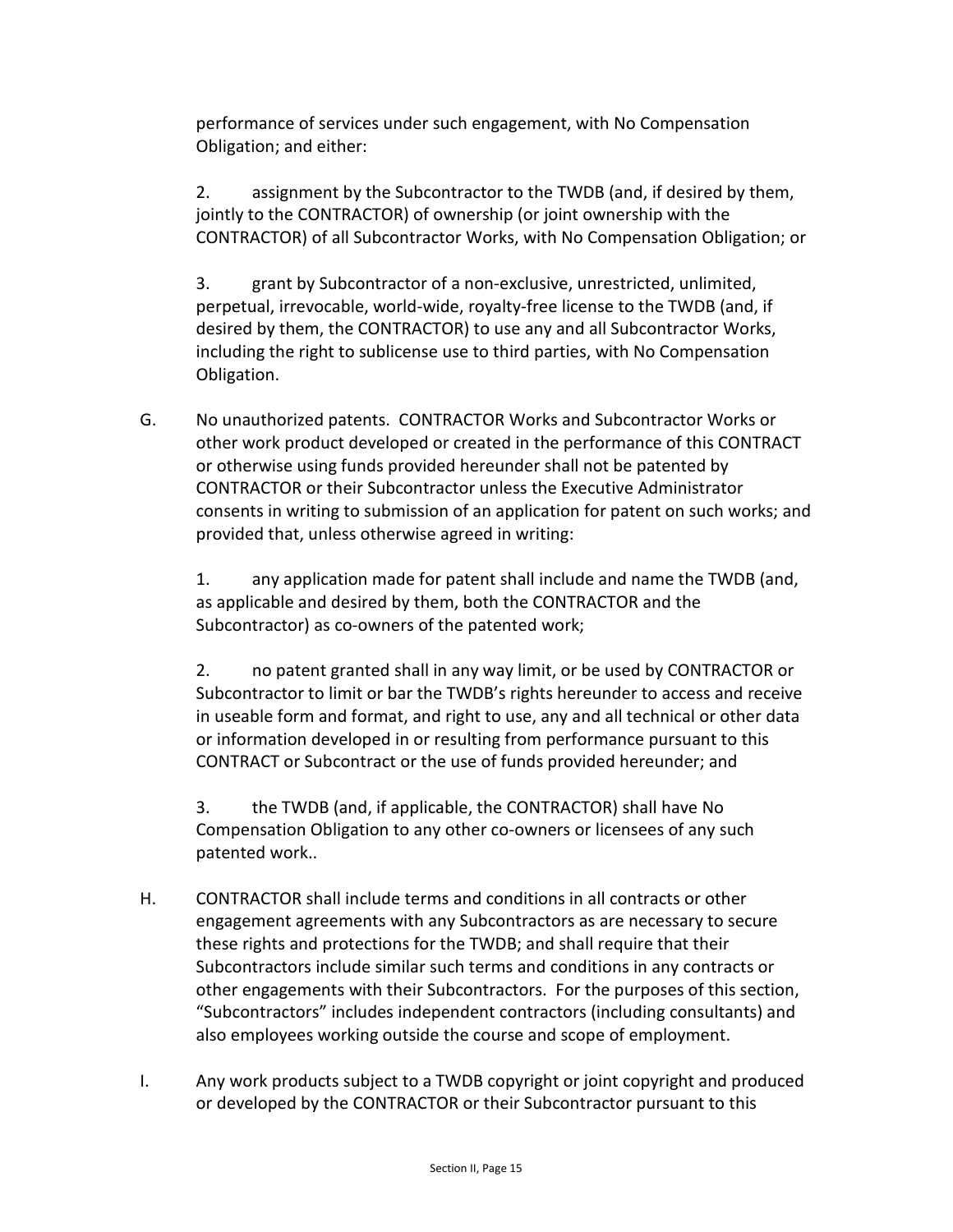performance of services under such engagement, with No Compensation Obligation; and either:

2. assignment by the Subcontractor to the TWDB (and, if desired by them, jointly to the CONTRACTOR) of ownership (or joint ownership with the CONTRACTOR) of all Subcontractor Works, with No Compensation Obligation; or

3. grant by Subcontractor of a non-exclusive, unrestricted, unlimited, perpetual, irrevocable, world-wide, royalty-free license to the TWDB (and, if desired by them, the CONTRACTOR) to use any and all Subcontractor Works, including the right to sublicense use to third parties, with No Compensation Obligation.

G. No unauthorized patents. CONTRACTOR Works and Subcontractor Works or other work product developed or created in the performance of this CONTRACT or otherwise using funds provided hereunder shall not be patented by CONTRACTOR or their Subcontractor unless the Executive Administrator consents in writing to submission of an application for patent on such works; and provided that, unless otherwise agreed in writing:

1. any application made for patent shall include and name the TWDB (and, as applicable and desired by them, both the CONTRACTOR and the Subcontractor) as co-owners of the patented work;

2. no patent granted shall in any way limit, or be used by CONTRACTOR or Subcontractor to limit or bar the TWDB's rights hereunder to access and receive in useable form and format, and right to use, any and all technical or other data or information developed in or resulting from performance pursuant to this CONTRACT or Subcontract or the use of funds provided hereunder; and

3. the TWDB (and, if applicable, the CONTRACTOR) shall have No Compensation Obligation to any other co-owners or licensees of any such patented work..

H. CONTRACTOR shall include terms and conditions in all contracts or other engagement agreements with any Subcontractors as are necessary to secure these rights and protections for the TWDB; and shall require that their Subcontractors include similar such terms and conditions in any contracts or other engagements with their Subcontractors. For the purposes of this section, "Subcontractors" includes independent contractors (including consultants) and also employees working outside the course and scope of employment.

I. Any work products subject to a TWDB copyright or joint copyright and produced or developed by the CONTRACTOR or their Subcontractor pursuant to this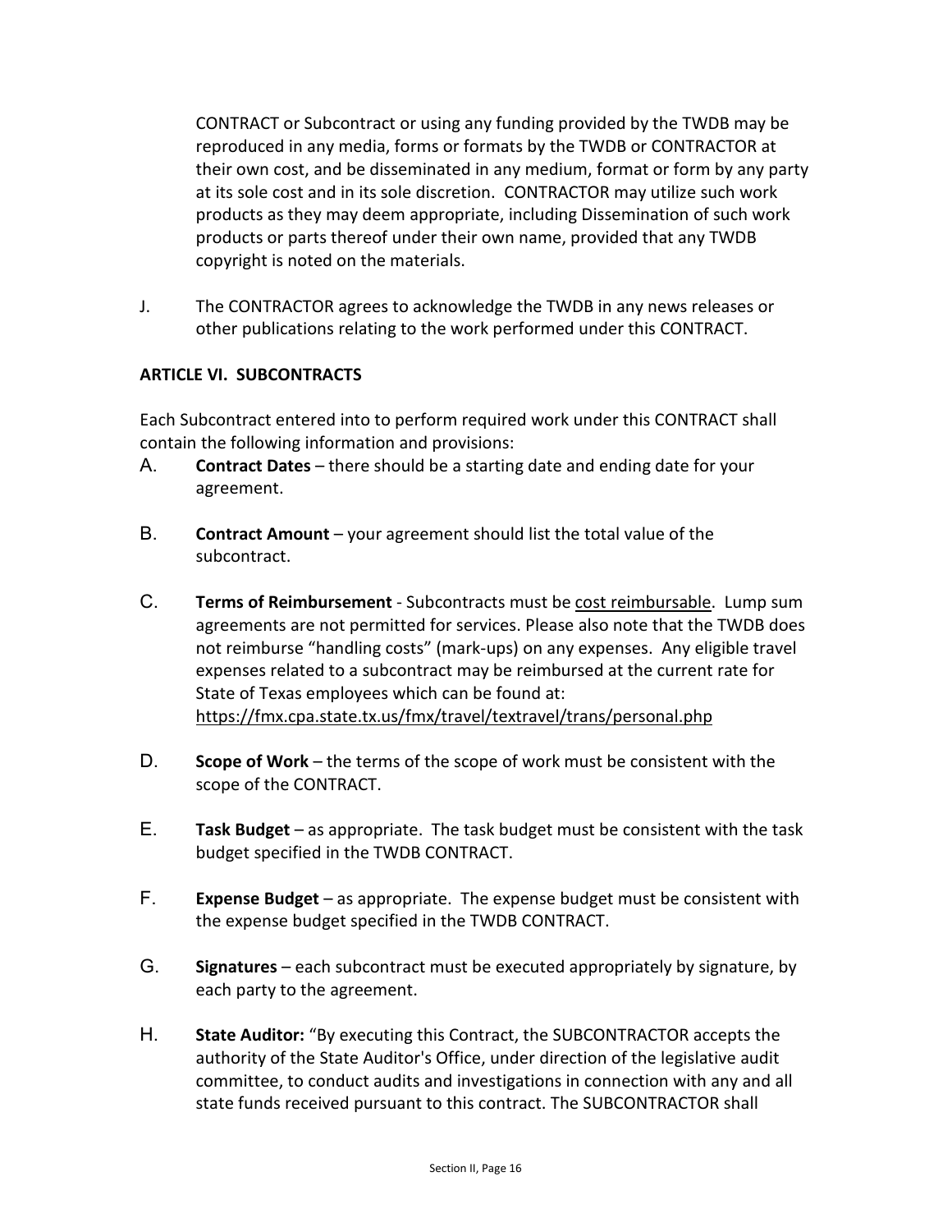CONTRACT or Subcontract or using any funding provided by the TWDB may be reproduced in any media, forms or formats by the TWDB or CONTRACTOR at their own cost, and be disseminated in any medium, format or form by any party at its sole cost and in its sole discretion. CONTRACTOR may utilize such work products as they may deem appropriate, including Dissemination of such work products or parts thereof under their own name, provided that any TWDB copyright is noted on the materials.

J. The CONTRACTOR agrees to acknowledge the TWDB in any news releases or other publications relating to the work performed under this CONTRACT.

**ARTICLE VI. SUBCONTRACTS**

Each Subcontract entered into to perform required work under this CONTRACT shall contain the following information and provisions:

A. **Contract Dates** – there should be a starting date and ending date for your agreement.

B. **Contract Amount** – your agreement should list the total value of the subcontract.

C. **Terms of Reimbursement** - Subcontracts must be <u>cost reimbursable</u>. Lump sum agreements are not permitted for services. Please also note that the TWDB does not reimburse "handling costs" (mark-ups) on any expenses. Any eligible travel expenses related to a subcontract may be reimbursed at the current rate for State of Texas employees which can be found at: https://fmx.cpa.state.tx.us/fmx/travel/textravel/trans/personal.php

D. **Scope of Work** – the terms of the scope of work must be consistent with the scope of the CONTRACT.

E. **Task Budget** – as appropriate. The task budget must be consistent with the task budget specified in the TWDB CONTRACT.

F. **Expense Budget** – as appropriate. The expense budget must be consistent with the expense budget specified in the TWDB CONTRACT.

G. **Signatures** – each subcontract must be executed appropriately by signature, by each party to the agreement.

H. **State Auditor:** "By executing this Contract, the SUBCONTRACTOR accepts the authority of the State Auditor's Office, under direction of the legislative audit committee, to conduct audits and investigations in connection with any and all state funds received pursuant to this contract. The SUBCONTRACTOR shall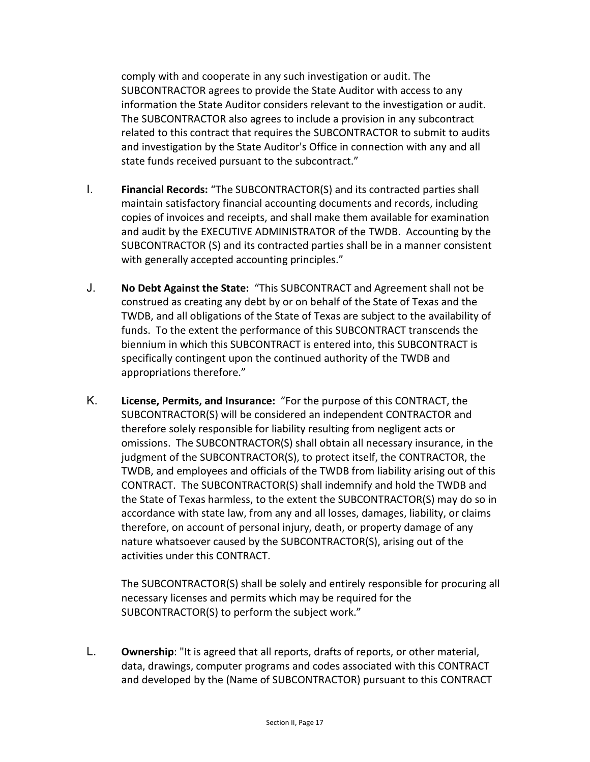comply with and cooperate in any such investigation or audit. The SUBCONTRACTOR agrees to provide the State Auditor with access to any information the State Auditor considers relevant to the investigation or audit. The SUBCONTRACTOR also agrees to include a provision in any subcontract related to this contract that requires the SUBCONTRACTOR to submit to audits and investigation by the State Auditor's Office in connection with any and all state funds received pursuant to the subcontract."

I. **Financial Records:** "The SUBCONTRACTOR(S) and its contracted parties shall maintain satisfactory financial accounting documents and records, including copies of invoices and receipts, and shall make them available for examination and audit by the EXECUTIVE ADMINISTRATOR of the TWDB. Accounting by the SUBCONTRACTOR (S) and its contracted parties shall be in a manner consistent with generally accepted accounting principles."

J. **No Debt Against the State:** "This SUBCONTRACT and Agreement shall not be construed as creating any debt by or on behalf of the State of Texas and the TWDB, and all obligations of the State of Texas are subject to the availability of funds. To the extent the performance of this SUBCONTRACT transcends the biennium in which this SUBCONTRACT is entered into, this SUBCONTRACT is specifically contingent upon the continued authority of the TWDB and appropriations therefore."

K. **License, Permits, and Insurance:** "For the purpose of this CONTRACT, the SUBCONTRACTOR(S) will be considered an independent CONTRACTOR and therefore solely responsible for liability resulting from negligent acts or omissions. The SUBCONTRACTOR(S) shall obtain all necessary insurance, in the judgment of the SUBCONTRACTOR(S), to protect itself, the CONTRACTOR, the TWDB, and employees and officials of the TWDB from liability arising out of this CONTRACT. The SUBCONTRACTOR(S) shall indemnify and hold the TWDB and the State of Texas harmless, to the extent the SUBCONTRACTOR(S) may do so in accordance with state law, from any and all losses, damages, liability, or claims therefore, on account of personal injury, death, or property damage of any nature whatsoever caused by the SUBCONTRACTOR(S), arising out of the activities under this CONTRACT.

The SUBCONTRACTOR(S) shall be solely and entirely responsible for procuring all necessary licenses and permits which may be required for the SUBCONTRACTOR(S) to perform the subject work."

L. **Ownership**: "It is agreed that all reports, drafts of reports, or other material, data, drawings, computer programs and codes associated with this CONTRACT and developed by the (Name of SUBCONTRACTOR) pursuant to this CONTRACT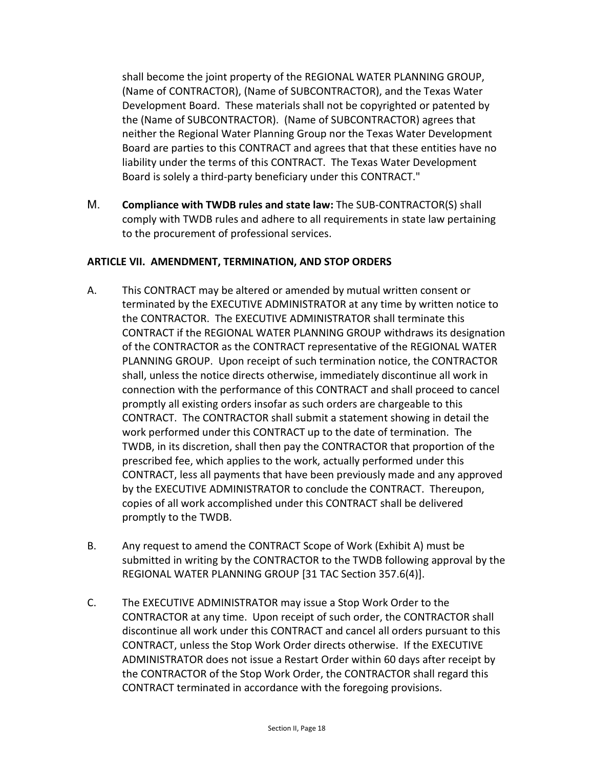shall become the joint property of the REGIONAL WATER PLANNING GROUP, (Name of CONTRACTOR), (Name of SUBCONTRACTOR), and the Texas Water Development Board. These materials shall not be copyrighted or patented by the (Name of SUBCONTRACTOR). (Name of SUBCONTRACTOR) agrees that neither the Regional Water Planning Group nor the Texas Water Development Board are parties to this CONTRACT and agrees that that these entities have no liability under the terms of this CONTRACT. The Texas Water Development Board is solely a third-party beneficiary under this CONTRACT."

M. **Compliance with TWDB rules and state law:** The SUB-CONTRACTOR(S) shall comply with TWDB rules and adhere to all requirements in state law pertaining to the procurement of professional services.

**ARTICLE VII. AMENDMENT, TERMINATION, AND STOP ORDERS**

A. This CONTRACT may be altered or amended by mutual written consent or terminated by the EXECUTIVE ADMINISTRATOR at any time by written notice to the CONTRACTOR. The EXECUTIVE ADMINISTRATOR shall terminate this CONTRACT if the REGIONAL WATER PLANNING GROUP withdraws its designation of the CONTRACTOR as the CONTRACT representative of the REGIONAL WATER PLANNING GROUP. Upon receipt of such termination notice, the CONTRACTOR shall, unless the notice directs otherwise, immediately discontinue all work in connection with the performance of this CONTRACT and shall proceed to cancel promptly all existing orders insofar as such orders are chargeable to this CONTRACT. The CONTRACTOR shall submit a statement showing in detail the work performed under this CONTRACT up to the date of termination. The TWDB, in its discretion, shall then pay the CONTRACTOR that proportion of the prescribed fee, which applies to the work, actually performed under this CONTRACT, less all payments that have been previously made and any approved by the EXECUTIVE ADMINISTRATOR to conclude the CONTRACT. Thereupon, copies of all work accomplished under this CONTRACT shall be delivered promptly to the TWDB.

B. Any request to amend the CONTRACT Scope of Work (Exhibit A) must be submitted in writing by the CONTRACTOR to the TWDB following approval by the REGIONAL WATER PLANNING GROUP [31 TAC Section 357.6(4)].

C. The EXECUTIVE ADMINISTRATOR may issue a Stop Work Order to the CONTRACTOR at any time. Upon receipt of such order, the CONTRACTOR shall discontinue all work under this CONTRACT and cancel all orders pursuant to this CONTRACT, unless the Stop Work Order directs otherwise. If the EXECUTIVE ADMINISTRATOR does not issue a Restart Order within 60 days after receipt by the CONTRACTOR of the Stop Work Order, the CONTRACTOR shall regard this CONTRACT terminated in accordance with the foregoing provisions.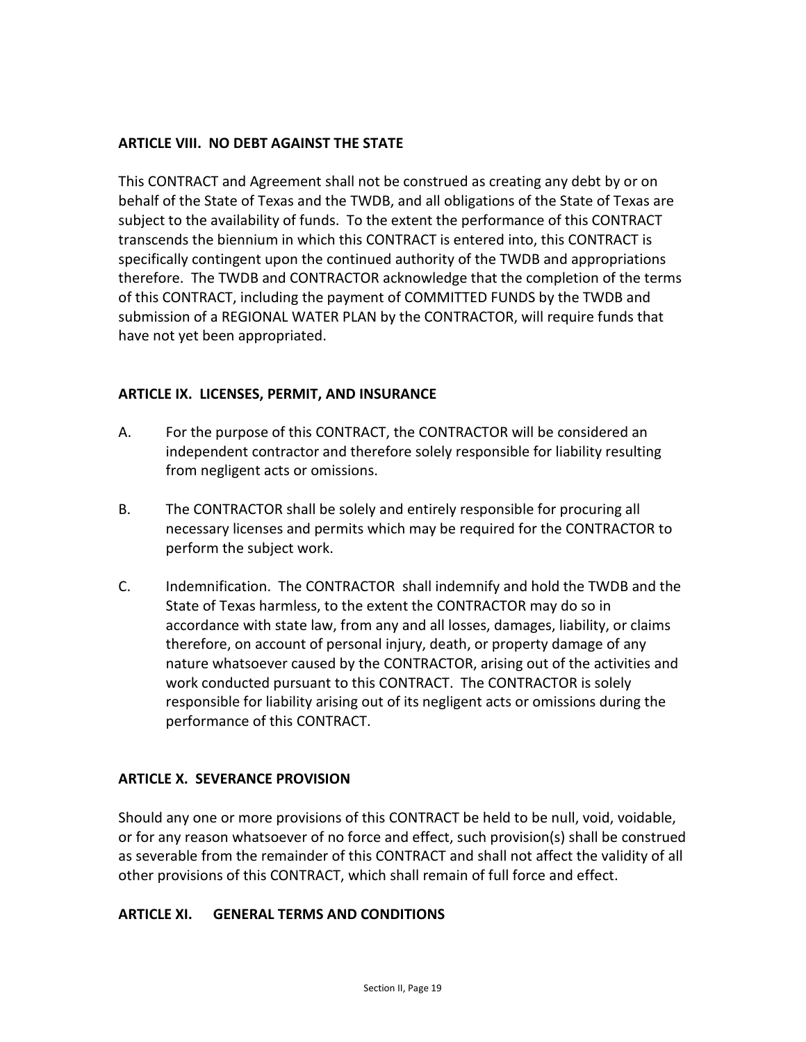**ARTICLE VIII. NO DEBT AGAINST THE STATE**

This CONTRACT and Agreement shall not be construed as creating any debt by or on behalf of the State of Texas and the TWDB, and all obligations of the State of Texas are subject to the availability of funds. To the extent the performance of this CONTRACT transcends the biennium in which this CONTRACT is entered into, this CONTRACT is specifically contingent upon the continued authority of the TWDB and appropriations therefore. The TWDB and CONTRACTOR acknowledge that the completion of the terms of this CONTRACT, including the payment of COMMITTED FUNDS by the TWDB and submission of a REGIONAL WATER PLAN by the CONTRACTOR, will require funds that have not yet been appropriated.

**ARTICLE IX. LICENSES, PERMIT, AND INSURANCE**

A. For the purpose of this CONTRACT, the CONTRACTOR will be considered an independent contractor and therefore solely responsible for liability resulting from negligent acts or omissions.

B. The CONTRACTOR shall be solely and entirely responsible for procuring all necessary licenses and permits which may be required for the CONTRACTOR to perform the subject work.

C. Indemnification. The CONTRACTOR shall indemnify and hold the TWDB and the State of Texas harmless, to the extent the CONTRACTOR may do so in accordance with state law, from any and all losses, damages, liability, or claims therefore, on account of personal injury, death, or property damage of any nature whatsoever caused by the CONTRACTOR, arising out of the activities and work conducted pursuant to this CONTRACT. The CONTRACTOR is solely responsible for liability arising out of its negligent acts or omissions during the performance of this CONTRACT.

**ARTICLE X. SEVERANCE PROVISION**

Should any one or more provisions of this CONTRACT be held to be null, void, voidable, or for any reason whatsoever of no force and effect, such provision(s) shall be construed as severable from the remainder of this CONTRACT and shall not affect the validity of all other provisions of this CONTRACT, which shall remain of full force and effect.

**ARTICLE XI. GENERAL TERMS AND CONDITIONS**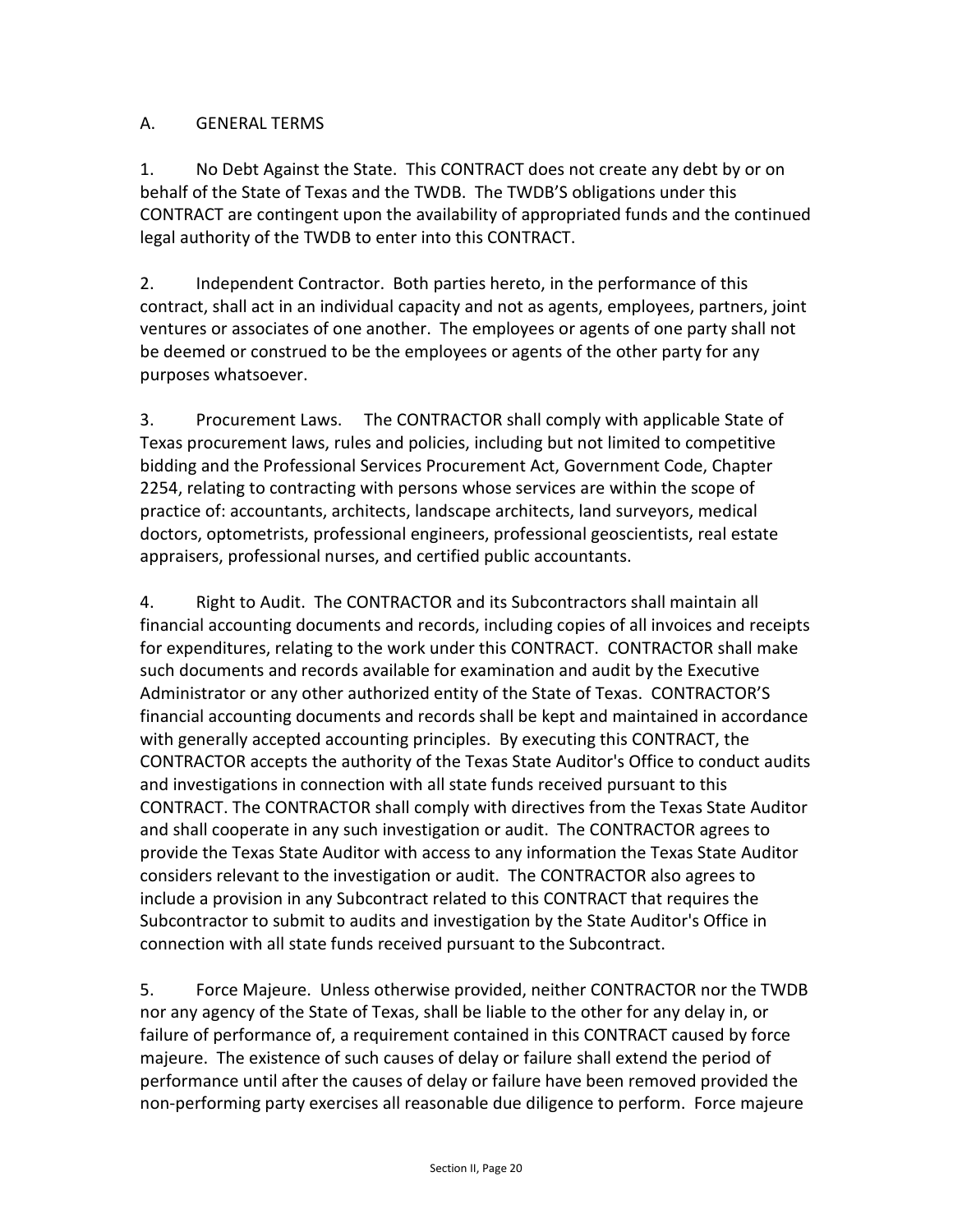## A. GENERAL TERMS

1. No Debt Against the State. This CONTRACT does not create any debt by or on behalf of the State of Texas and the TWDB. The TWDB'S obligations under this CONTRACT are contingent upon the availability of appropriated funds and the continued legal authority of the TWDB to enter into this CONTRACT.

2. Independent Contractor. Both parties hereto, in the performance of this contract, shall act in an individual capacity and not as agents, employees, partners, joint ventures or associates of one another. The employees or agents of one party shall not be deemed or construed to be the employees or agents of the other party for any purposes whatsoever.

3. Procurement Laws. The CONTRACTOR shall comply with applicable State of Texas procurement laws, rules and policies, including but not limited to competitive bidding and the Professional Services Procurement Act, Government Code, Chapter 2254, relating to contracting with persons whose services are within the scope of practice of: accountants, architects, landscape architects, land surveyors, medical doctors, optometrists, professional engineers, professional geoscientists, real estate appraisers, professional nurses, and certified public accountants.

4. Right to Audit. The CONTRACTOR and its Subcontractors shall maintain all financial accounting documents and records, including copies of all invoices and receipts for expenditures, relating to the work under this CONTRACT. CONTRACTOR shall make such documents and records available for examination and audit by the Executive Administrator or any other authorized entity of the State of Texas. CONTRACTOR'S financial accounting documents and records shall be kept and maintained in accordance with generally accepted accounting principles. By executing this CONTRACT, the CONTRACTOR accepts the authority of the Texas State Auditor's Office to conduct audits and investigations in connection with all state funds received pursuant to this CONTRACT. The CONTRACTOR shall comply with directives from the Texas State Auditor and shall cooperate in any such investigation or audit. The CONTRACTOR agrees to provide the Texas State Auditor with access to any information the Texas State Auditor considers relevant to the investigation or audit. The CONTRACTOR also agrees to include a provision in any Subcontract related to this CONTRACT that requires the Subcontractor to submit to audits and investigation by the State Auditor's Office in connection with all state funds received pursuant to the Subcontract.

5. Force Majeure. Unless otherwise provided, neither CONTRACTOR nor the TWDB nor any agency of the State of Texas, shall be liable to the other for any delay in, or failure of performance of, a requirement contained in this CONTRACT caused by force majeure. The existence of such causes of delay or failure shall extend the period of performance until after the causes of delay or failure have been removed provided the non-performing party exercises all reasonable due diligence to perform. Force majeure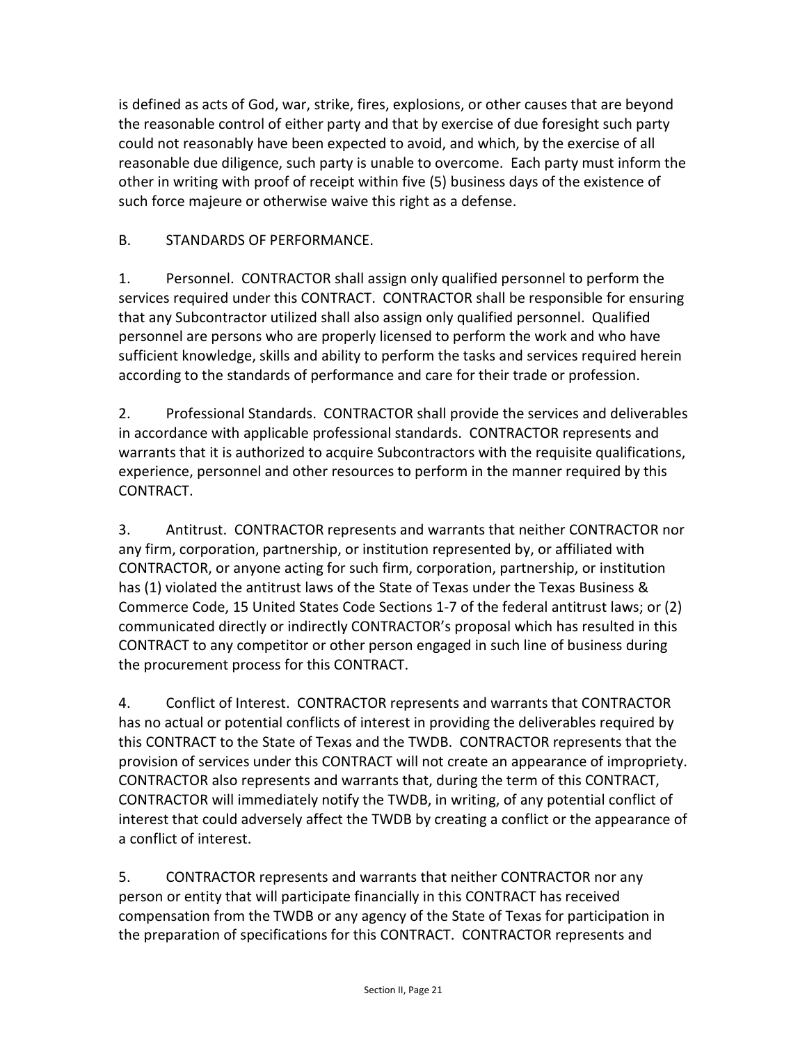is defined as acts of God, war, strike, fires, explosions, or other causes that are beyond the reasonable control of either party and that by exercise of due foresight such party could not reasonably have been expected to avoid, and which, by the exercise of all reasonable due diligence, such party is unable to overcome. Each party must inform the other in writing with proof of receipt within five (5) business days of the existence of such force majeure or otherwise waive this right as a defense.

B. STANDARDS OF PERFORMANCE.

1. Personnel. CONTRACTOR shall assign only qualified personnel to perform the services required under this CONTRACT. CONTRACTOR shall be responsible for ensuring that any Subcontractor utilized shall also assign only qualified personnel. Qualified personnel are persons who are properly licensed to perform the work and who have sufficient knowledge, skills and ability to perform the tasks and services required herein according to the standards of performance and care for their trade or profession.

2. Professional Standards. CONTRACTOR shall provide the services and deliverables in accordance with applicable professional standards. CONTRACTOR represents and warrants that it is authorized to acquire Subcontractors with the requisite qualifications, experience, personnel and other resources to perform in the manner required by this CONTRACT.

3. Antitrust. CONTRACTOR represents and warrants that neither CONTRACTOR nor any firm, corporation, partnership, or institution represented by, or affiliated with CONTRACTOR, or anyone acting for such firm, corporation, partnership, or institution has (1) violated the antitrust laws of the State of Texas under the Texas Business & Commerce Code, 15 United States Code Sections 1-7 of the federal antitrust laws; or (2) communicated directly or indirectly CONTRACTOR's proposal which has resulted in this CONTRACT to any competitor or other person engaged in such line of business during the procurement process for this CONTRACT.

4. Conflict of Interest. CONTRACTOR represents and warrants that CONTRACTOR has no actual or potential conflicts of interest in providing the deliverables required by this CONTRACT to the State of Texas and the TWDB. CONTRACTOR represents that the provision of services under this CONTRACT will not create an appearance of impropriety. CONTRACTOR also represents and warrants that, during the term of this CONTRACT, CONTRACTOR will immediately notify the TWDB, in writing, of any potential conflict of interest that could adversely affect the TWDB by creating a conflict or the appearance of a conflict of interest.

5. CONTRACTOR represents and warrants that neither CONTRACTOR nor any person or entity that will participate financially in this CONTRACT has received compensation from the TWDB or any agency of the State of Texas for participation in the preparation of specifications for this CONTRACT. CONTRACTOR represents and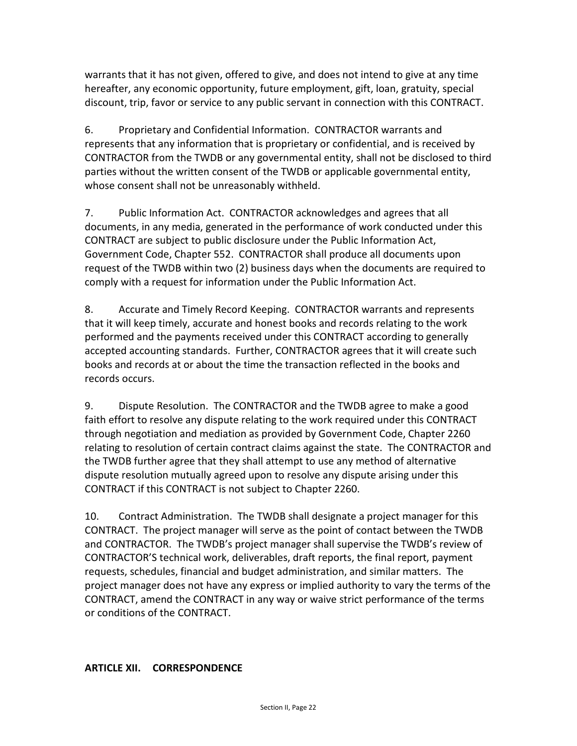warrants that it has not given, offered to give, and does not intend to give at any time hereafter, any economic opportunity, future employment, gift, loan, gratuity, special discount, trip, favor or service to any public servant in connection with this CONTRACT.

6. Proprietary and Confidential Information. CONTRACTOR warrants and represents that any information that is proprietary or confidential, and is received by CONTRACTOR from the TWDB or any governmental entity, shall not be disclosed to third parties without the written consent of the TWDB or applicable governmental entity, whose consent shall not be unreasonably withheld.

7. Public Information Act. CONTRACTOR acknowledges and agrees that all documents, in any media, generated in the performance of work conducted under this CONTRACT are subject to public disclosure under the Public Information Act, Government Code, Chapter 552. CONTRACTOR shall produce all documents upon request of the TWDB within two (2) business days when the documents are required to comply with a request for information under the Public Information Act.

8. Accurate and Timely Record Keeping. CONTRACTOR warrants and represents that it will keep timely, accurate and honest books and records relating to the work performed and the payments received under this CONTRACT according to generally accepted accounting standards. Further, CONTRACTOR agrees that it will create such books and records at or about the time the transaction reflected in the books and records occurs.

9. Dispute Resolution. The CONTRACTOR and the TWDB agree to make a good faith effort to resolve any dispute relating to the work required under this CONTRACT through negotiation and mediation as provided by Government Code, Chapter 2260 relating to resolution of certain contract claims against the state. The CONTRACTOR and the TWDB further agree that they shall attempt to use any method of alternative dispute resolution mutually agreed upon to resolve any dispute arising under this CONTRACT if this CONTRACT is not subject to Chapter 2260.

10. Contract Administration. The TWDB shall designate a project manager for this CONTRACT. The project manager will serve as the point of contact between the TWDB and CONTRACTOR. The TWDB's project manager shall supervise the TWDB's review of CONTRACTOR'S technical work, deliverables, draft reports, the final report, payment requests, schedules, financial and budget administration, and similar matters. The project manager does not have any express or implied authority to vary the terms of the CONTRACT, amend the CONTRACT in any way or waive strict performance of the terms or conditions of the CONTRACT.

## ARTICLE XII. CORRESPONDENCE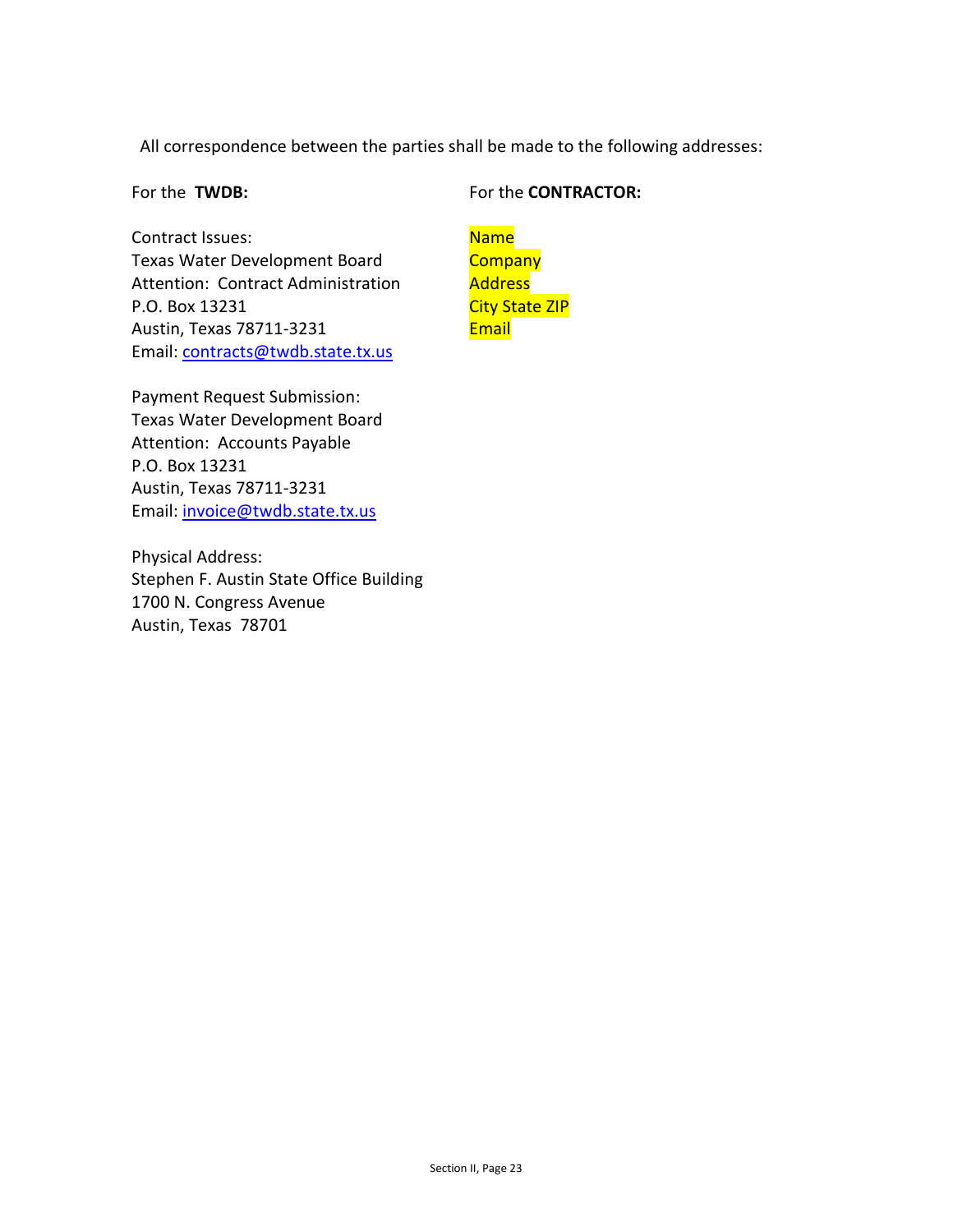All correspondence between the parties shall be made to the following addresses:

For the **TWDB:**

Contract Issues:
Texas Water Development Board
Attention: Contract Administration
P.O. Box 13231
Austin, Texas 78711-3231
Email: contracts@twdb.state.tx.us

Payment Request Submission:
Texas Water Development Board
Attention: Accounts Payable
P.O. Box 13231
Austin, Texas 78711-3231
Email: invoice@twdb.state.tx.us

Physical Address:
Stephen F. Austin State Office Building
1700 N. Congress Avenue
Austin, Texas 78701

For the **CONTRACTOR:**

Name
Company
Address
City State ZIP
Email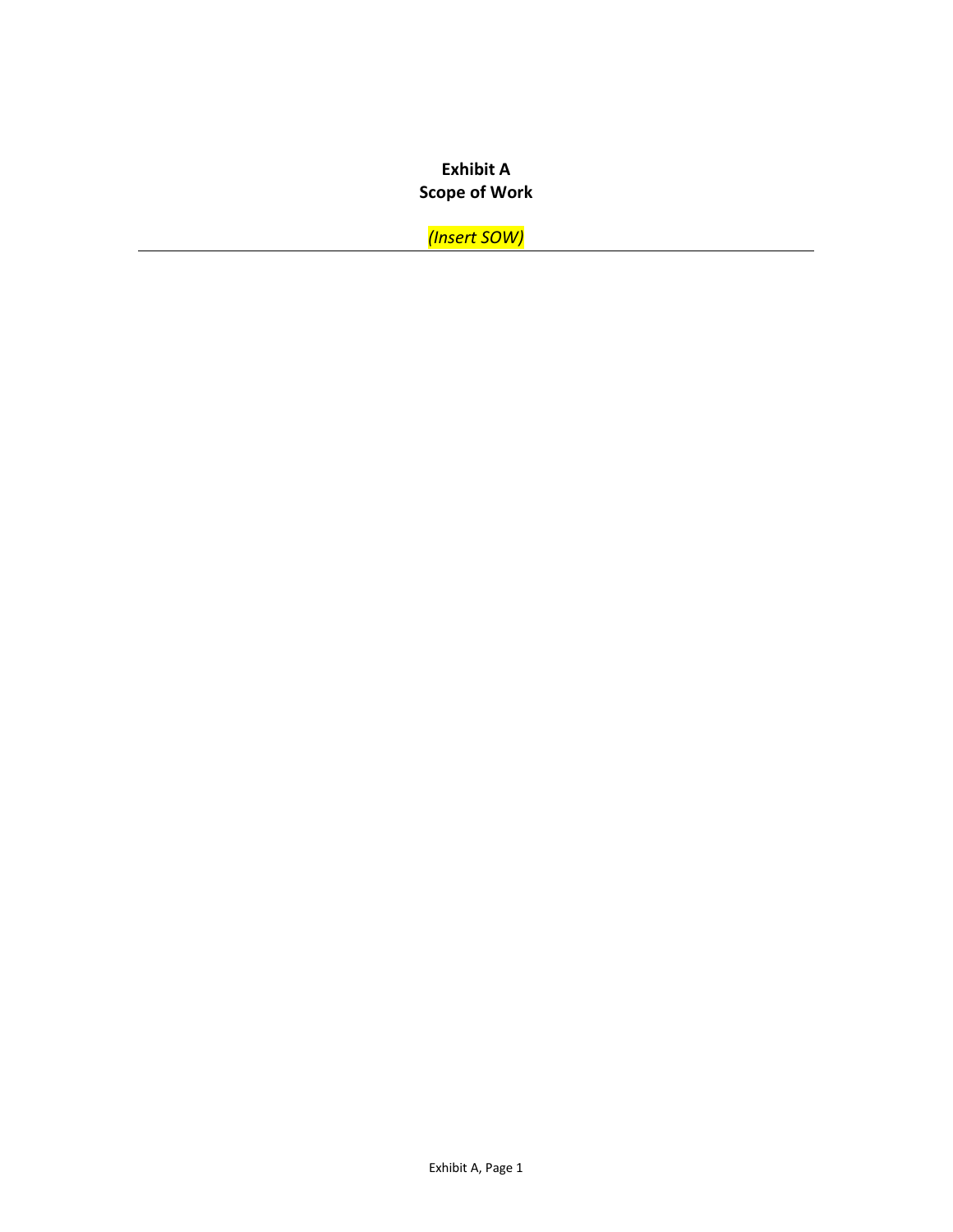**Exhibit A**
**Scope of Work**

*(Insert SOW)*

---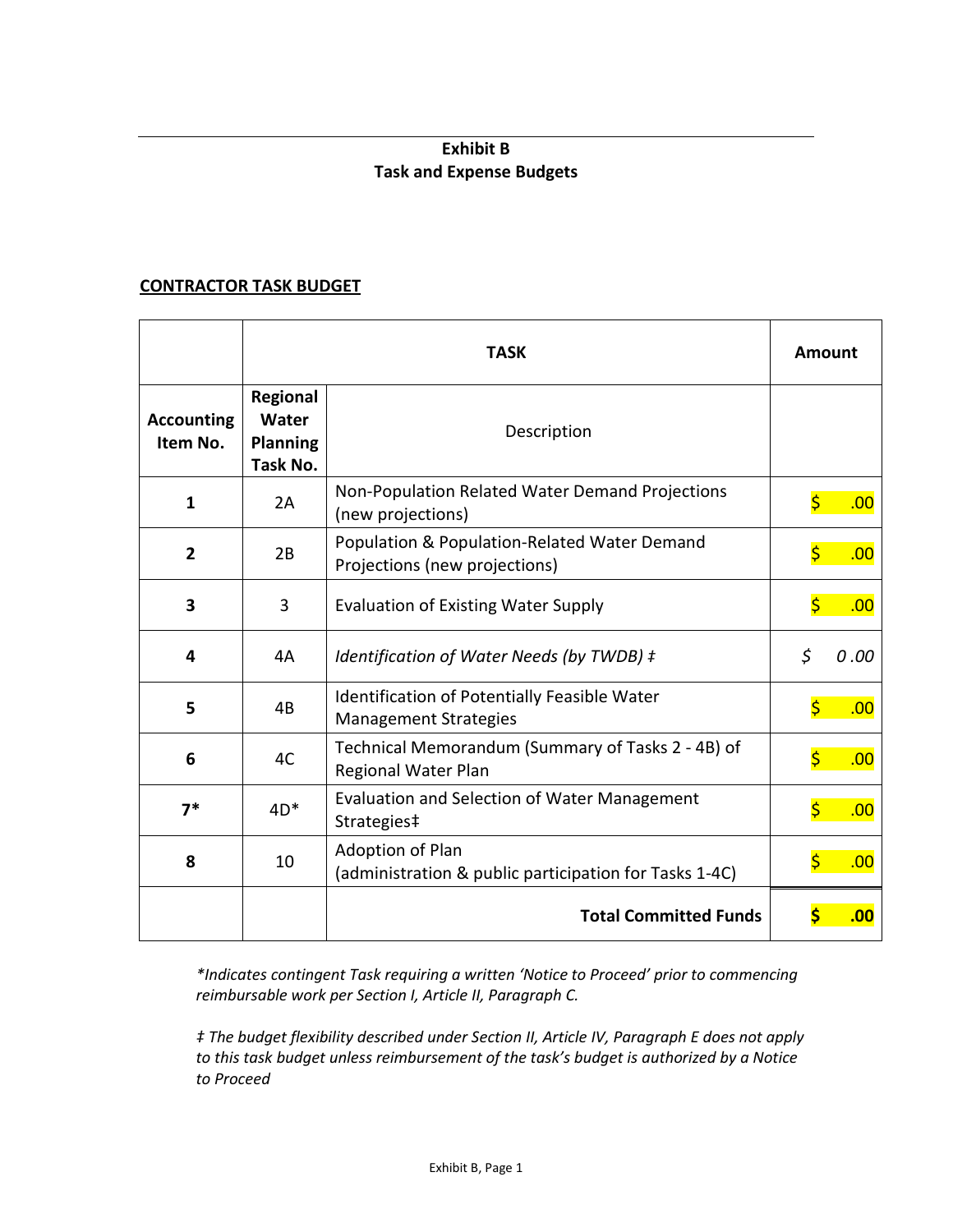## Exhibit B
## Task and Expense Budgets

**CONTRACTOR TASK BUDGET**

| | **TASK** | | **Amount** |
|---|---|---|---|
| **Accounting Item No.** | **Regional Water Planning Task No.** | Description | |
| **1** | 2A | Non-Population Related Water Demand Projections (new projections) | $ .00 |
| **2** | 2B | Population & Population-Related Water Demand Projections (new projections) | $ .00 |
| **3** | 3 | Evaluation of Existing Water Supply | $ .00 |
| **4** | 4A | *Identification of Water Needs (by TWDB) ‡* | *$ 0.00* |
| **5** | 4B | Identification of Potentially Feasible Water Management Strategies | $ .00 |
| **6** | 4C | Technical Memorandum (Summary of Tasks 2 - 4B) of Regional Water Plan | $ .00 |
| **7*** | 4D* | Evaluation and Selection of Water Management Strategies‡ | $ .00 |
| **8** | 10 | Adoption of Plan (administration & public participation for Tasks 1-4C) | $ .00 |
| | | **Total Committed Funds** | **$ .00** |

*\*Indicates contingent Task requiring a written 'Notice to Proceed' prior to commencing reimbursable work per Section I, Article II, Paragraph C.*

*‡ The budget flexibility described under Section II, Article IV, Paragraph E does not apply to this task budget unless reimbursement of the task's budget is authorized by a Notice to Proceed*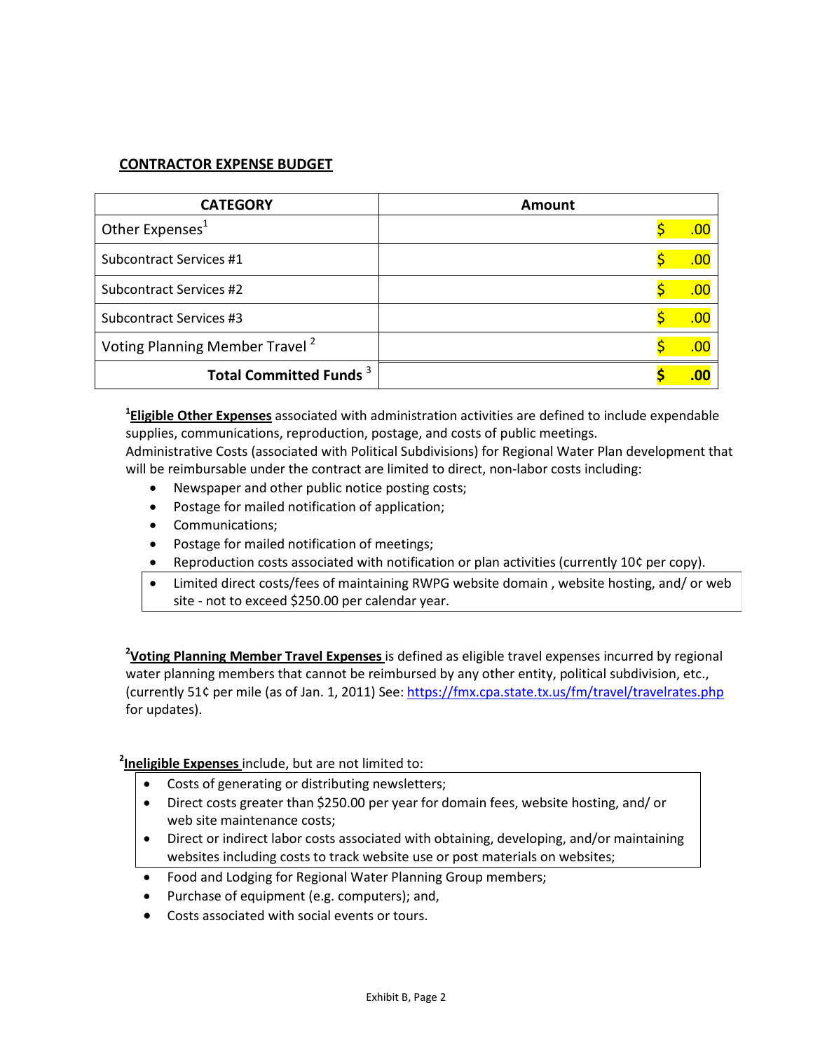## CONTRACTOR EXPENSE BUDGET

| CATEGORY | Amount |
|---|---|
| Other Expenses[1] | $ .00 |
| Subcontract Services #1 | $ .00 |
| Subcontract Services #2 | $ .00 |
| Subcontract Services #3 | $ .00 |
| Voting Planning Member Travel [2] | $ .00 |
| **Total Committed Funds [3]** | **$ .00** |

[1]**Eligible Other Expenses** associated with administration activities are defined to include expendable supplies, communications, reproduction, postage, and costs of public meetings.
Administrative Costs (associated with Political Subdivisions) for Regional Water Plan development that will be reimbursable under the contract are limited to direct, non-labor costs including:

- Newspaper and other public notice posting costs;
- Postage for mailed notification of application;
- Communications;
- Postage for mailed notification of meetings;
- Reproduction costs associated with notification or plan activities (currently 10¢ per copy).
- Limited direct costs/fees of maintaining RWPG website domain , website hosting, and/ or web site - not to exceed $250.00 per calendar year.

[2]**Voting Planning Member Travel Expenses** is defined as eligible travel expenses incurred by regional water planning members that cannot be reimbursed by any other entity, political subdivision, etc., (currently 51¢ per mile (as of Jan. 1, 2011) See: https://fmx.cpa.state.tx.us/fm/travel/travelrates.php for updates).

[2]**Ineligible Expenses** include, but are not limited to:

- Costs of generating or distributing newsletters;
- Direct costs greater than $250.00 per year for domain fees, website hosting, and/ or web site maintenance costs;
- Direct or indirect labor costs associated with obtaining, developing, and/or maintaining websites including costs to track website use or post materials on websites;
- Food and Lodging for Regional Water Planning Group members;
- Purchase of equipment (e.g. computers); and,
- Costs associated with social events or tours.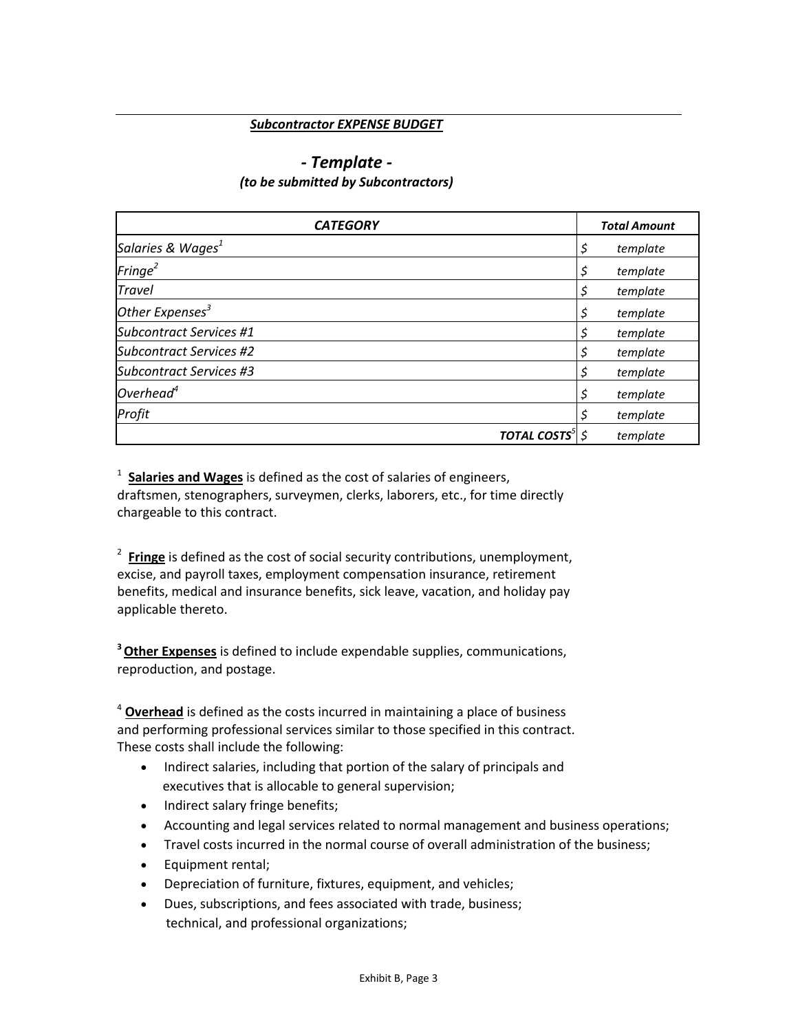***Subcontractor EXPENSE BUDGET***

## *- Template -*

***(to be submitted by Subcontractors)***

| *CATEGORY* | *Total Amount* |
|---|---|
| *Salaries & Wages*[1] | $ *template* |
| *Fringe*[2] | $ *template* |
| *Travel* | $ *template* |
| *Other Expenses*[3] | $ *template* |
| *Subcontract Services #1* | $ *template* |
| *Subcontract Services #2* | $ *template* |
| *Subcontract Services #3* | $ *template* |
| *Overhead*[4] | $ *template* |
| *Profit* | $ *template* |
| ***TOTAL COSTS***[5] | $ *template* |

[1] **Salaries and Wages** is defined as the cost of salaries of engineers, draftsmen, stenographers, surveymen, clerks, laborers, etc., for time directly chargeable to this contract.

[2] **Fringe** is defined as the cost of social security contributions, unemployment, excise, and payroll taxes, employment compensation insurance, retirement benefits, medical and insurance benefits, sick leave, vacation, and holiday pay applicable thereto.

[3] **Other Expenses** is defined to include expendable supplies, communications, reproduction, and postage.

[4] **Overhead** is defined as the costs incurred in maintaining a place of business and performing professional services similar to those specified in this contract. These costs shall include the following:

- Indirect salaries, including that portion of the salary of principals and executives that is allocable to general supervision;
- Indirect salary fringe benefits;
- Accounting and legal services related to normal management and business operations;
- Travel costs incurred in the normal course of overall administration of the business;
- Equipment rental;
- Depreciation of furniture, fixtures, equipment, and vehicles;
- Dues, subscriptions, and fees associated with trade, business; technical, and professional organizations;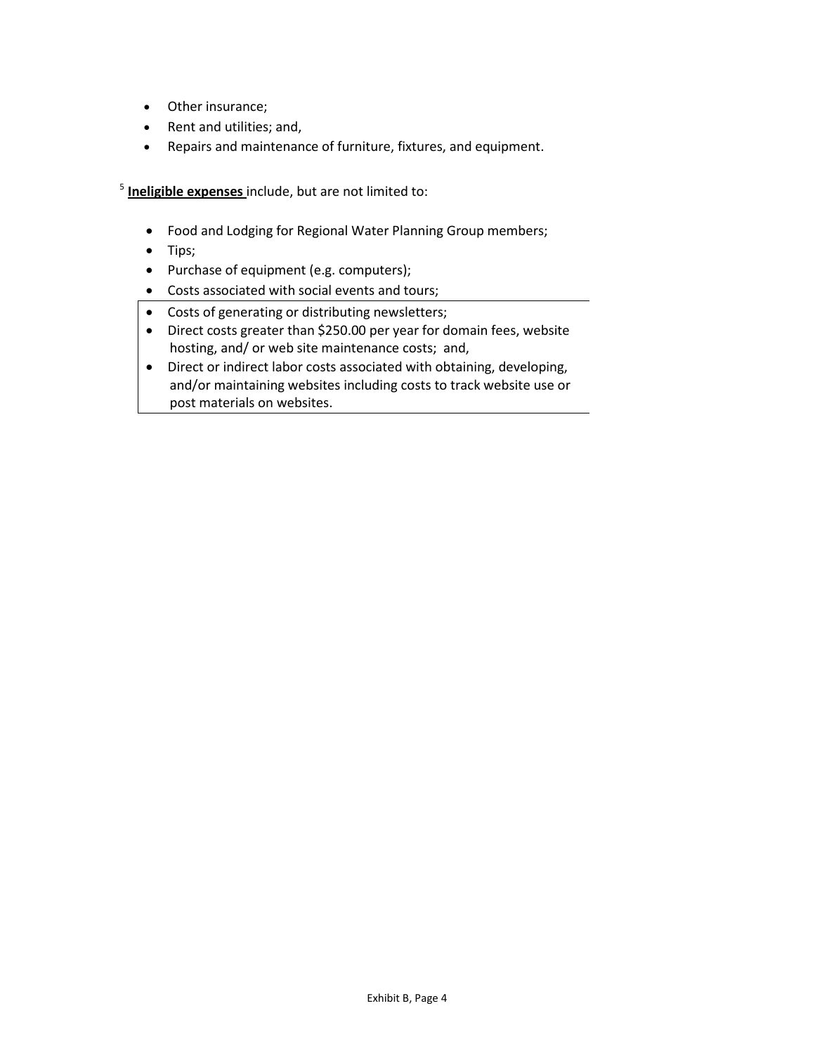- Other insurance;
- Rent and utilities; and,
- Repairs and maintenance of furniture, fixtures, and equipment.

[5] **Ineligible expenses** include, but are not limited to:

- Food and Lodging for Regional Water Planning Group members;
- Tips;
- Purchase of equipment (e.g. computers);
- Costs associated with social events and tours;
- Costs of generating or distributing newsletters;
- Direct costs greater than $250.00 per year for domain fees, website hosting, and/ or web site maintenance costs; and,
- Direct or indirect labor costs associated with obtaining, developing, and/or maintaining websites including costs to track website use or post materials on websites.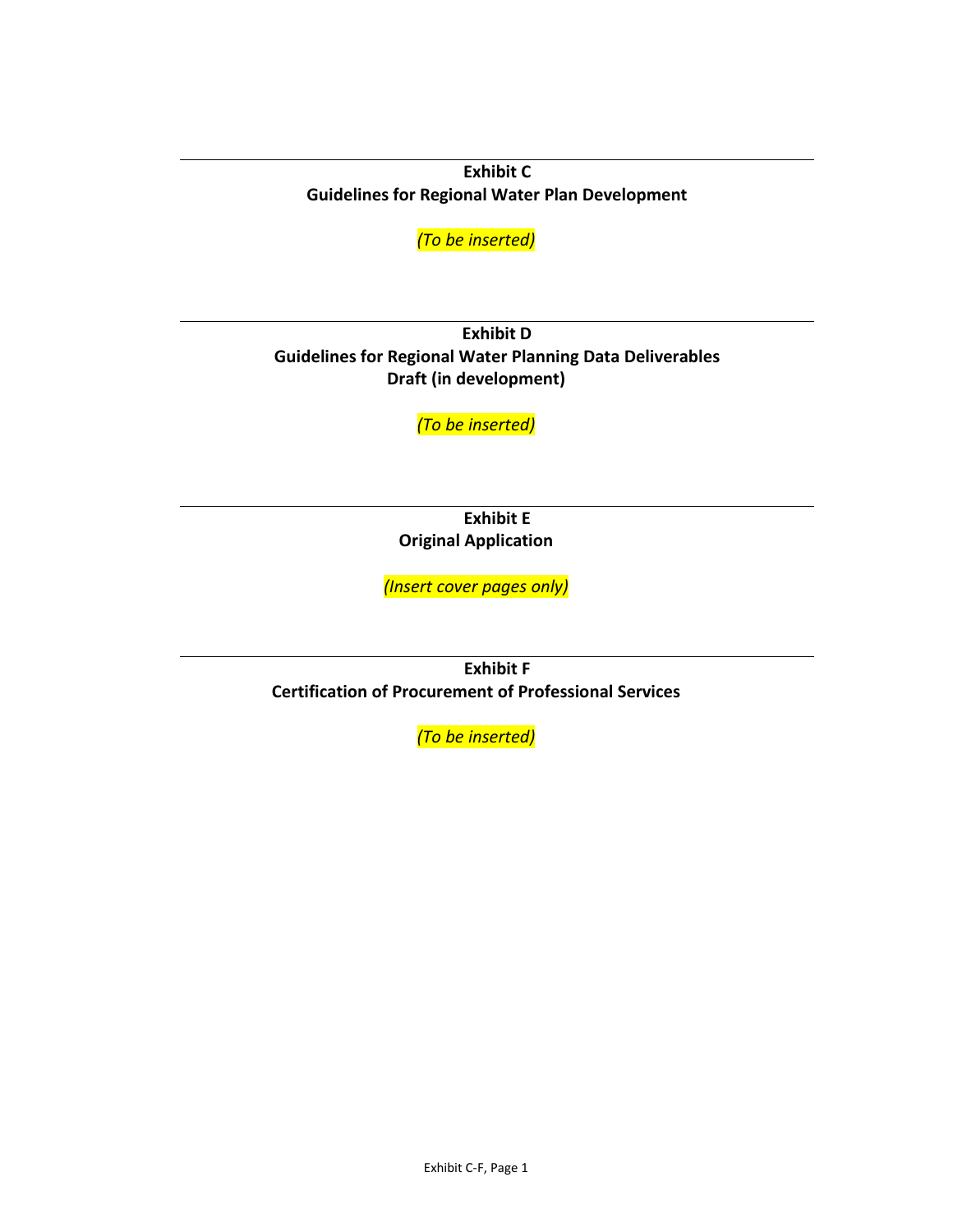---

**Exhibit C**
**Guidelines for Regional Water Plan Development**

*(To be inserted)*

---

**Exhibit D**
**Guidelines for Regional Water Planning Data Deliverables**
**Draft (in development)**

*(To be inserted)*

---

**Exhibit E**
**Original Application**

*(Insert cover pages only)*

---

**Exhibit F**
**Certification of Procurement of Professional Services**

*(To be inserted)*